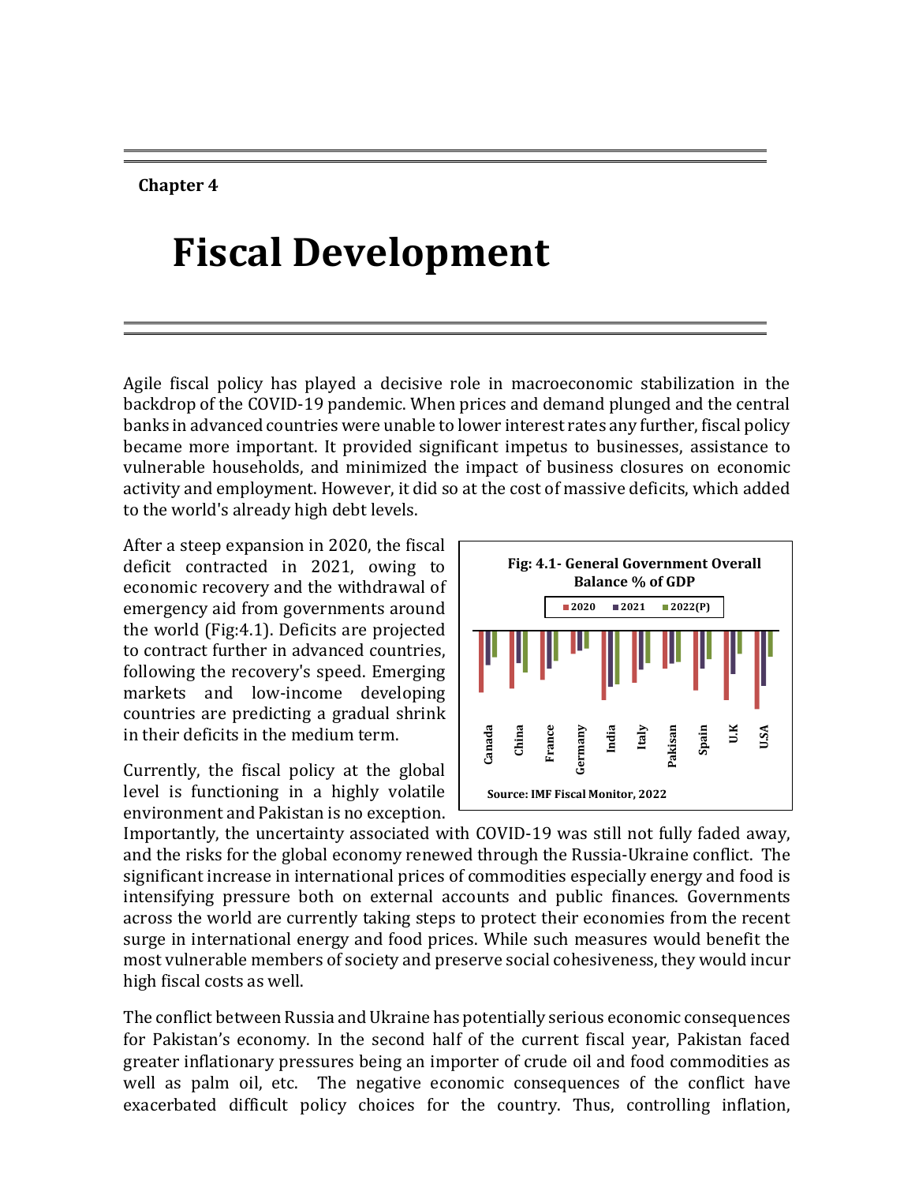**Chapter 4**

# Fiscal Development

Agile fiscal policy has played a decisive role in macroeconomic stabilization in the backdrop of the COVID-19 pandemic. When prices and demand plunged and the central banks in advanced countries were unable to lower interest rates any further, fiscal policy became more important. It provided significant impetus to businesses, assistance to vulnerable households, and minimized the impact of business closures on economic activity and employment. However, it did so at the cost of massive deficits, which added to the world's already high debt levels.

After a steep expansion in 2020, the fiscal deficit contracted in 2021, owing to economic recovery and the withdrawal of emergency aid from governments around the world (Fig:4.1). Deficits are projected to contract further in advanced countries, following the recovery's speed. Emerging markets and low-income developing countries are predicting a gradual shrink in their deficits in the medium term.

**Fig: 4.1- General Government Overall Balance % of GDP**

Legend: 2020, 2021, 2022(P)

Countries: Canada, China, France, Germany, India, Italy, Pakisan, Spain, U.K, U.SA

Source: IMF Fiscal Monitor, 2022

Currently, the fiscal policy at the global level is functioning in a highly volatile environment and Pakistan is no exception. Importantly, the uncertainty associated with COVID-19 was still not fully faded away, and the risks for the global economy renewed through the Russia-Ukraine conflict. The significant increase in international prices of commodities especially energy and food is intensifying pressure both on external accounts and public finances. Governments across the world are currently taking steps to protect their economies from the recent surge in international energy and food prices. While such measures would benefit the most vulnerable members of society and preserve social cohesiveness, they would incur high fiscal costs as well.

The conflict between Russia and Ukraine has potentially serious economic consequences for Pakistan's economy. In the second half of the current fiscal year, Pakistan faced greater inflationary pressures being an importer of crude oil and food commodities as well as palm oil, etc. The negative economic consequences of the conflict have exacerbated difficult policy choices for the country. Thus, controlling inflation,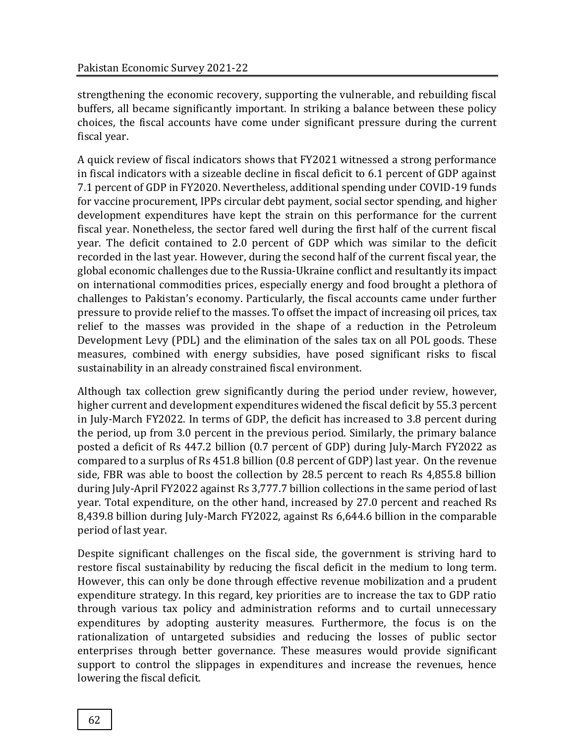strengthening the economic recovery, supporting the vulnerable, and rebuilding fiscal buffers, all became significantly important. In striking a balance between these policy choices, the fiscal accounts have come under significant pressure during the current fiscal year.

A quick review of fiscal indicators shows that FY2021 witnessed a strong performance in fiscal indicators with a sizeable decline in fiscal deficit to 6.1 percent of GDP against 7.1 percent of GDP in FY2020. Nevertheless, additional spending under COVID-19 funds for vaccine procurement, IPPs circular debt payment, social sector spending, and higher development expenditures have kept the strain on this performance for the current fiscal year. Nonetheless, the sector fared well during the first half of the current fiscal year. The deficit contained to 2.0 percent of GDP which was similar to the deficit recorded in the last year. However, during the second half of the current fiscal year, the global economic challenges due to the Russia-Ukraine conflict and resultantly its impact on international commodities prices, especially energy and food brought a plethora of challenges to Pakistan's economy. Particularly, the fiscal accounts came under further pressure to provide relief to the masses. To offset the impact of increasing oil prices, tax relief to the masses was provided in the shape of a reduction in the Petroleum Development Levy (PDL) and the elimination of the sales tax on all POL goods. These measures, combined with energy subsidies, have posed significant risks to fiscal sustainability in an already constrained fiscal environment.

Although tax collection grew significantly during the period under review, however, higher current and development expenditures widened the fiscal deficit by 55.3 percent in July-March FY2022. In terms of GDP, the deficit has increased to 3.8 percent during the period, up from 3.0 percent in the previous period. Similarly, the primary balance posted a deficit of Rs 447.2 billion (0.7 percent of GDP) during July-March FY2022 as compared to a surplus of Rs 451.8 billion (0.8 percent of GDP) last year. On the revenue side, FBR was able to boost the collection by 28.5 percent to reach Rs 4,855.8 billion during July-April FY2022 against Rs 3,777.7 billion collections in the same period of last year. Total expenditure, on the other hand, increased by 27.0 percent and reached Rs 8,439.8 billion during July-March FY2022, against Rs 6,644.6 billion in the comparable period of last year.

Despite significant challenges on the fiscal side, the government is striving hard to restore fiscal sustainability by reducing the fiscal deficit in the medium to long term. However, this can only be done through effective revenue mobilization and a prudent expenditure strategy. In this regard, key priorities are to increase the tax to GDP ratio through various tax policy and administration reforms and to curtail unnecessary expenditures by adopting austerity measures. Furthermore, the focus is on the rationalization of untargeted subsidies and reducing the losses of public sector enterprises through better governance. These measures would provide significant support to control the slippages in expenditures and increase the revenues, hence lowering the fiscal deficit.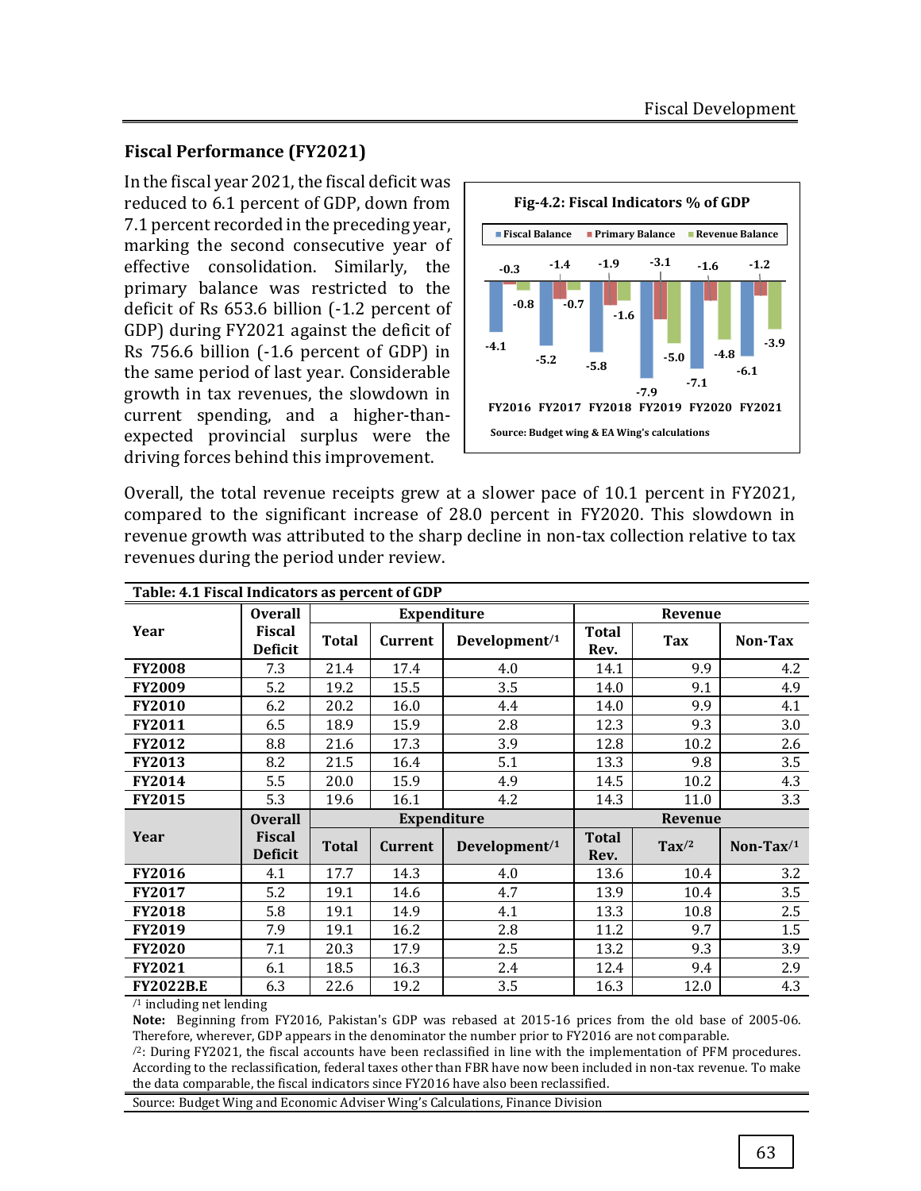## Fiscal Performance (FY2021)

In the fiscal year 2021, the fiscal deficit was reduced to 6.1 percent of GDP, down from 7.1 percent recorded in the preceding year, marking the second consecutive year of effective consolidation. Similarly, the primary balance was restricted to the deficit of Rs 653.6 billion (-1.2 percent of GDP) during FY2021 against the deficit of Rs 756.6 billion (-1.6 percent of GDP) in the same period of last year. Considerable growth in tax revenues, the slowdown in current spending, and a higher-than-expected provincial surplus were the driving forces behind this improvement.

**Fig-4.2: Fiscal Indicators % of GDP**

| | FY2016 | FY2017 | FY2018 | FY2019 | FY2020 | FY2021 |
|---|---|---|---|---|---|---|
| Fiscal Balance | -4.1 | -5.2 | -5.8 | -7.9 | -7.1 | -6.1 |
| Primary Balance | -0.3 | -1.4 | -1.9 | -3.1 | -1.6 | -1.2 |
| Revenue Balance | -0.8 | -0.7 | -1.6 | -5.0 | -4.8 | -3.9 |

Source: Budget wing & EA Wing's calculations

Overall, the total revenue receipts grew at a slower pace of 10.1 percent in FY2021, compared to the significant increase of 28.0 percent in FY2020. This slowdown in revenue growth was attributed to the sharp decline in non-tax collection relative to tax revenues during the period under review.

**Table: 4.1 Fiscal Indicators as percent of GDP**

| Year | Overall Fiscal Deficit | Expenditure | | | Revenue | | |
|---|---|---|---|---|---|---|---|
| | | Total | Current | Development[1] | Total Rev. | Tax | Non-Tax |
| **FY2008** | 7.3 | 21.4 | 17.4 | 4.0 | 14.1 | 9.9 | 4.2 |
| **FY2009** | 5.2 | 19.2 | 15.5 | 3.5 | 14.0 | 9.1 | 4.9 |
| **FY2010** | 6.2 | 20.2 | 16.0 | 4.4 | 14.0 | 9.9 | 4.1 |
| **FY2011** | 6.5 | 18.9 | 15.9 | 2.8 | 12.3 | 9.3 | 3.0 |
| **FY2012** | 8.8 | 21.6 | 17.3 | 3.9 | 12.8 | 10.2 | 2.6 |
| **FY2013** | 8.2 | 21.5 | 16.4 | 5.1 | 13.3 | 9.8 | 3.5 |
| **FY2014** | 5.5 | 20.0 | 15.9 | 4.9 | 14.5 | 10.2 | 4.3 |
| **FY2015** | 5.3 | 19.6 | 16.1 | 4.2 | 14.3 | 11.0 | 3.3 |
| **Year** | **Overall Fiscal Deficit** | **Expenditure** | | | **Revenue** | | |
| | | **Total** | **Current** | **Development[1]** | **Total Rev.** | **Tax[2]** | **Non-Tax[1]** |
| **FY2016** | 4.1 | 17.7 | 14.3 | 4.0 | 13.6 | 10.4 | 3.2 |
| **FY2017** | 5.2 | 19.1 | 14.6 | 4.7 | 13.9 | 10.4 | 3.5 |
| **FY2018** | 5.8 | 19.1 | 14.9 | 4.1 | 13.3 | 10.8 | 2.5 |
| **FY2019** | 7.9 | 19.1 | 16.2 | 2.8 | 11.2 | 9.7 | 1.5 |
| **FY2020** | 7.1 | 20.3 | 17.9 | 2.5 | 13.2 | 9.3 | 3.9 |
| **FY2021** | 6.1 | 18.5 | 16.3 | 2.4 | 12.4 | 9.4 | 2.9 |
| **FY2022B.E** | 6.3 | 22.6 | 19.2 | 3.5 | 16.3 | 12.0 | 4.3 |

/1 including net lending

**Note:** Beginning from FY2016, Pakistan's GDP was rebased at 2015-16 prices from the old base of 2005-06. Therefore, wherever, GDP appears in the denominator the number prior to FY2016 are not comparable.

/2: During FY2021, the fiscal accounts have been reclassified in line with the implementation of PFM procedures. According to the reclassification, federal taxes other than FBR have now been included in non-tax revenue. To make the data comparable, the fiscal indicators since FY2016 have also been reclassified.

Source: Budget Wing and Economic Adviser Wing's Calculations, Finance Division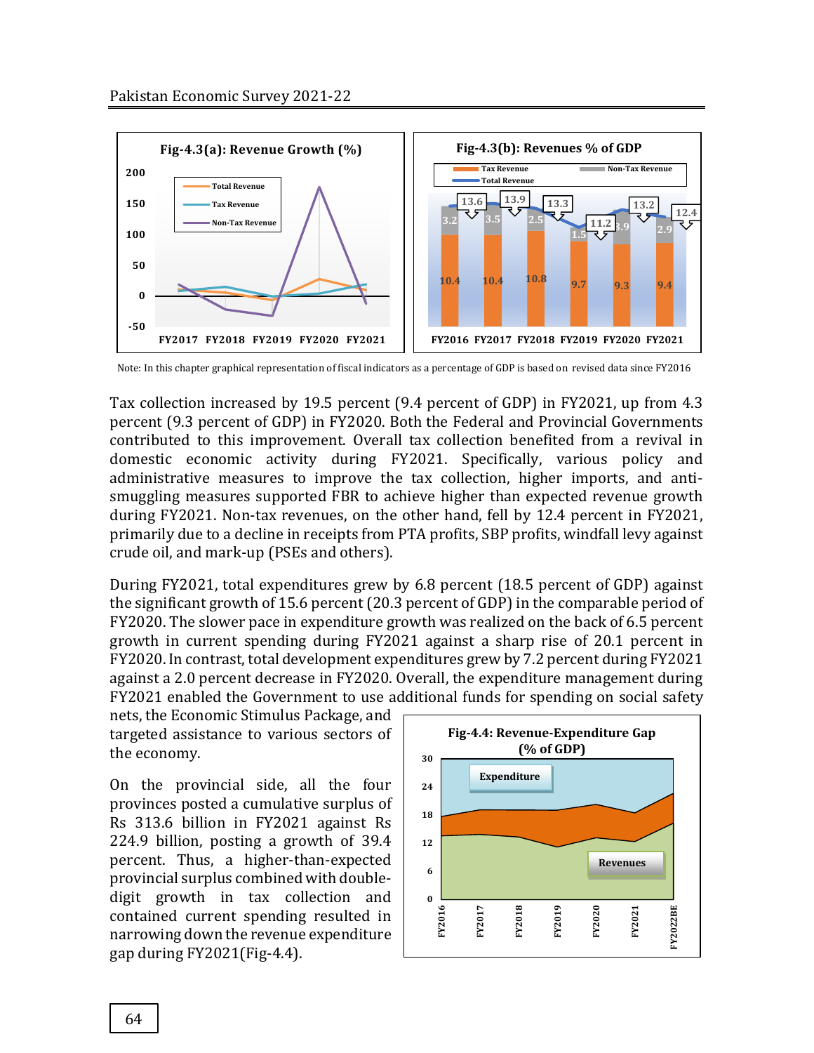Fig-4.3(a): Revenue Growth (%)

Fig-4.3(b): Revenues % of GDP

Note: In this chapter graphical representation of fiscal indicators as a percentage of GDP is based on revised data since FY2016

Tax collection increased by 19.5 percent (9.4 percent of GDP) in FY2021, up from 4.3 percent (9.3 percent of GDP) in FY2020. Both the Federal and Provincial Governments contributed to this improvement. Overall tax collection benefited from a revival in domestic economic activity during FY2021. Specifically, various policy and administrative measures to improve the tax collection, higher imports, and anti-smuggling measures supported FBR to achieve higher than expected revenue growth during FY2021. Non-tax revenues, on the other hand, fell by 12.4 percent in FY2021, primarily due to a decline in receipts from PTA profits, SBP profits, windfall levy against crude oil, and mark-up (PSEs and others).

During FY2021, total expenditures grew by 6.8 percent (18.5 percent of GDP) against the significant growth of 15.6 percent (20.3 percent of GDP) in the comparable period of FY2020. The slower pace in expenditure growth was realized on the back of 6.5 percent growth in current spending during FY2021 against a sharp rise of 20.1 percent in FY2020. In contrast, total development expenditures grew by 7.2 percent during FY2021 against a 2.0 percent decrease in FY2020. Overall, the expenditure management during FY2021 enabled the Government to use additional funds for spending on social safety nets, the Economic Stimulus Package, and targeted assistance to various sectors of the economy.

On the provincial side, all the four provinces posted a cumulative surplus of Rs 313.6 billion in FY2021 against Rs 224.9 billion, posting a growth of 39.4 percent. Thus, a higher-than-expected provincial surplus combined with double-digit growth in tax collection and contained current spending resulted in narrowing down the revenue expenditure gap during FY2021(Fig-4.4).

Fig-4.4: Revenue-Expenditure Gap (% of GDP)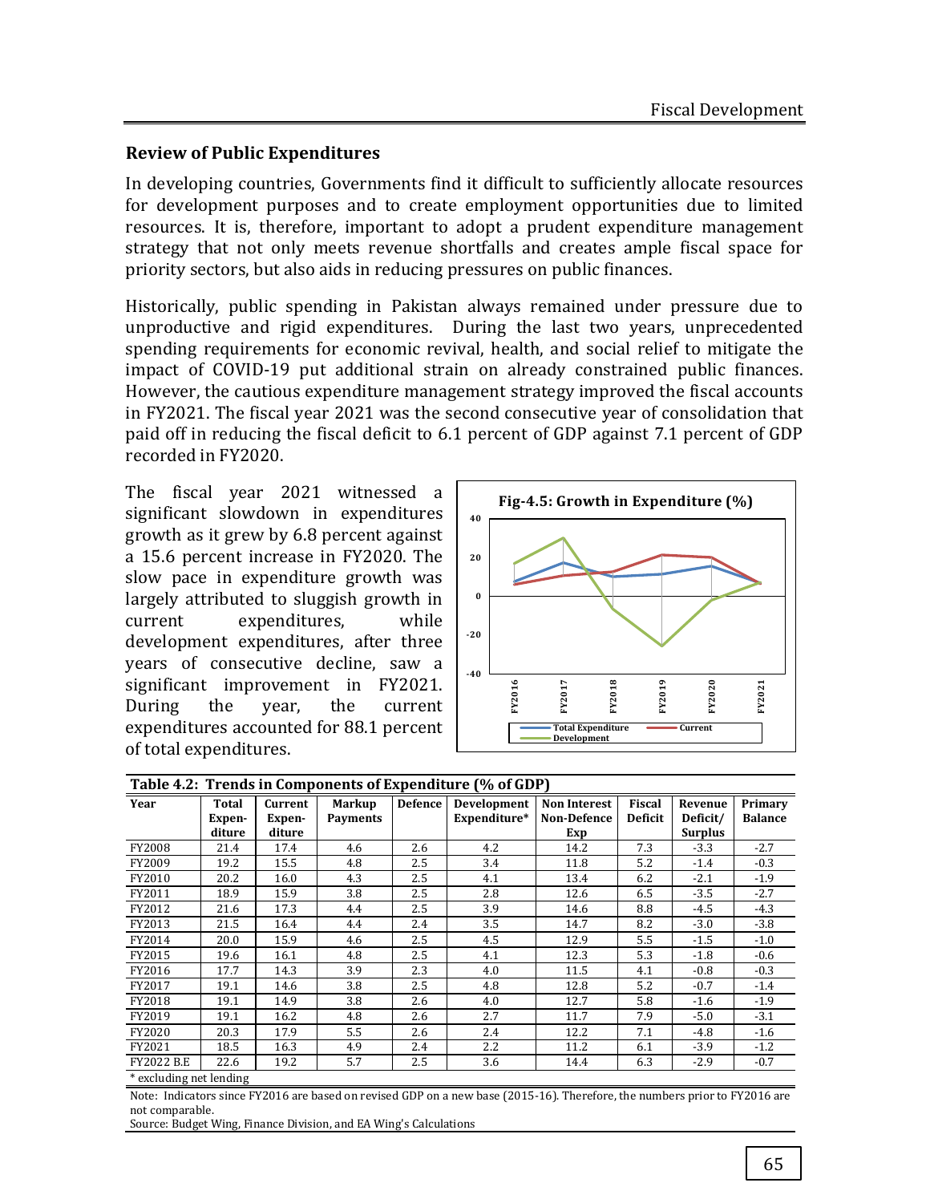## Review of Public Expenditures

In developing countries, Governments find it difficult to sufficiently allocate resources for development purposes and to create employment opportunities due to limited resources. It is, therefore, important to adopt a prudent expenditure management strategy that not only meets revenue shortfalls and creates ample fiscal space for priority sectors, but also aids in reducing pressures on public finances.

Historically, public spending in Pakistan always remained under pressure due to unproductive and rigid expenditures. During the last two years, unprecedented spending requirements for economic revival, health, and social relief to mitigate the impact of COVID-19 put additional strain on already constrained public finances. However, the cautious expenditure management strategy improved the fiscal accounts in FY2021. The fiscal year 2021 was the second consecutive year of consolidation that paid off in reducing the fiscal deficit to 6.1 percent of GDP against 7.1 percent of GDP recorded in FY2020.

The fiscal year 2021 witnessed a significant slowdown in expenditures growth as it grew by 6.8 percent against a 15.6 percent increase in FY2020. The slow pace in expenditure growth was largely attributed to sluggish growth in current expenditures, while development expenditures, after three years of consecutive decline, saw a significant improvement in FY2021. During the year, the current expenditures accounted for 88.1 percent of total expenditures.

**Fig-4.5: Growth in Expenditure (%)**

**Table 4.2: Trends in Components of Expenditure (% of GDP)**

| Year | Total Expen-diture | Current Expen-diture | Markup Payments | Defence | Development Expenditure* | Non Interest Non-Defence Exp | Fiscal Deficit | Revenue Deficit/ Surplus | Primary Balance |
|---|---|---|---|---|---|---|---|---|---|
| FY2008 | 21.4 | 17.4 | 4.6 | 2.6 | 4.2 | 14.2 | 7.3 | -3.3 | -2.7 |
| FY2009 | 19.2 | 15.5 | 4.8 | 2.5 | 3.4 | 11.8 | 5.2 | -1.4 | -0.3 |
| FY2010 | 20.2 | 16.0 | 4.3 | 2.5 | 4.1 | 13.4 | 6.2 | -2.1 | -1.9 |
| FY2011 | 18.9 | 15.9 | 3.8 | 2.5 | 2.8 | 12.6 | 6.5 | -3.5 | -2.7 |
| FY2012 | 21.6 | 17.3 | 4.4 | 2.5 | 3.9 | 14.6 | 8.8 | -4.5 | -4.3 |
| FY2013 | 21.5 | 16.4 | 4.4 | 2.4 | 3.5 | 14.7 | 8.2 | -3.0 | -3.8 |
| FY2014 | 20.0 | 15.9 | 4.6 | 2.5 | 4.5 | 12.9 | 5.5 | -1.5 | -1.0 |
| FY2015 | 19.6 | 16.1 | 4.8 | 2.5 | 4.1 | 12.3 | 5.3 | -1.8 | -0.6 |
| FY2016 | 17.7 | 14.3 | 3.9 | 2.3 | 4.0 | 11.5 | 4.1 | -0.8 | -0.3 |
| FY2017 | 19.1 | 14.6 | 3.8 | 2.5 | 4.8 | 12.8 | 5.2 | -0.7 | -1.4 |
| FY2018 | 19.1 | 14.9 | 3.8 | 2.6 | 4.0 | 12.7 | 5.8 | -1.6 | -1.9 |
| FY2019 | 19.1 | 16.2 | 4.8 | 2.6 | 2.7 | 11.7 | 7.9 | -5.0 | -3.1 |
| FY2020 | 20.3 | 17.9 | 5.5 | 2.6 | 2.4 | 12.2 | 7.1 | -4.8 | -1.6 |
| FY2021 | 18.5 | 16.3 | 4.9 | 2.4 | 2.2 | 11.2 | 6.1 | -3.9 | -1.2 |
| FY2022 B.E | 22.6 | 19.2 | 5.7 | 2.5 | 3.6 | 14.4 | 6.3 | -2.9 | -0.7 |

* excluding net lending

Note: Indicators since FY2016 are based on revised GDP on a new base (2015-16). Therefore, the numbers prior to FY2016 are not comparable.

Source: Budget Wing, Finance Division, and EA Wing's Calculations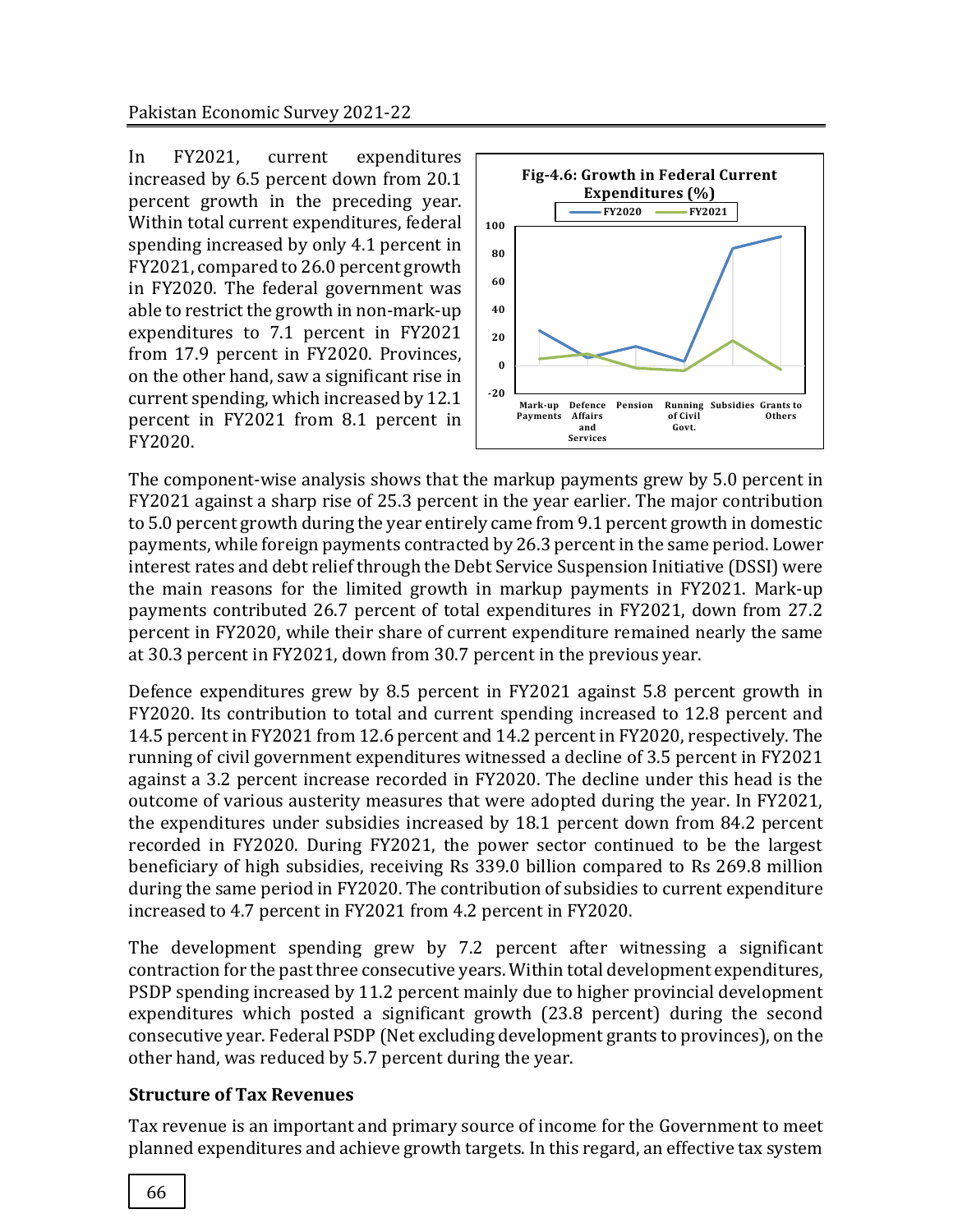In FY2021, current expenditures increased by 6.5 percent down from 20.1 percent growth in the preceding year. Within total current expenditures, federal spending increased by only 4.1 percent in FY2021, compared to 26.0 percent growth in FY2020. The federal government was able to restrict the growth in non-mark-up expenditures to 7.1 percent in FY2021 from 17.9 percent in FY2020. Provinces, on the other hand, saw a significant rise in current spending, which increased by 12.1 percent in FY2021 from 8.1 percent in FY2020.

Fig-4.6: Growth in Federal Current Expenditures (%)

The component-wise analysis shows that the markup payments grew by 5.0 percent in FY2021 against a sharp rise of 25.3 percent in the year earlier. The major contribution to 5.0 percent growth during the year entirely came from 9.1 percent growth in domestic payments, while foreign payments contracted by 26.3 percent in the same period. Lower interest rates and debt relief through the Debt Service Suspension Initiative (DSSI) were the main reasons for the limited growth in markup payments in FY2021. Mark-up payments contributed 26.7 percent of total expenditures in FY2021, down from 27.2 percent in FY2020, while their share of current expenditure remained nearly the same at 30.3 percent in FY2021, down from 30.7 percent in the previous year.

Defence expenditures grew by 8.5 percent in FY2021 against 5.8 percent growth in FY2020. Its contribution to total and current spending increased to 12.8 percent and 14.5 percent in FY2021 from 12.6 percent and 14.2 percent in FY2020, respectively. The running of civil government expenditures witnessed a decline of 3.5 percent in FY2021 against a 3.2 percent increase recorded in FY2020. The decline under this head is the outcome of various austerity measures that were adopted during the year. In FY2021, the expenditures under subsidies increased by 18.1 percent down from 84.2 percent recorded in FY2020. During FY2021, the power sector continued to be the largest beneficiary of high subsidies, receiving Rs 339.0 billion compared to Rs 269.8 million during the same period in FY2020. The contribution of subsidies to current expenditure increased to 4.7 percent in FY2021 from 4.2 percent in FY2020.

The development spending grew by 7.2 percent after witnessing a significant contraction for the past three consecutive years. Within total development expenditures, PSDP spending increased by 11.2 percent mainly due to higher provincial development expenditures which posted a significant growth (23.8 percent) during the second consecutive year. Federal PSDP (Net excluding development grants to provinces), on the other hand, was reduced by 5.7 percent during the year.

## Structure of Tax Revenues

Tax revenue is an important and primary source of income for the Government to meet planned expenditures and achieve growth targets. In this regard, an effective tax system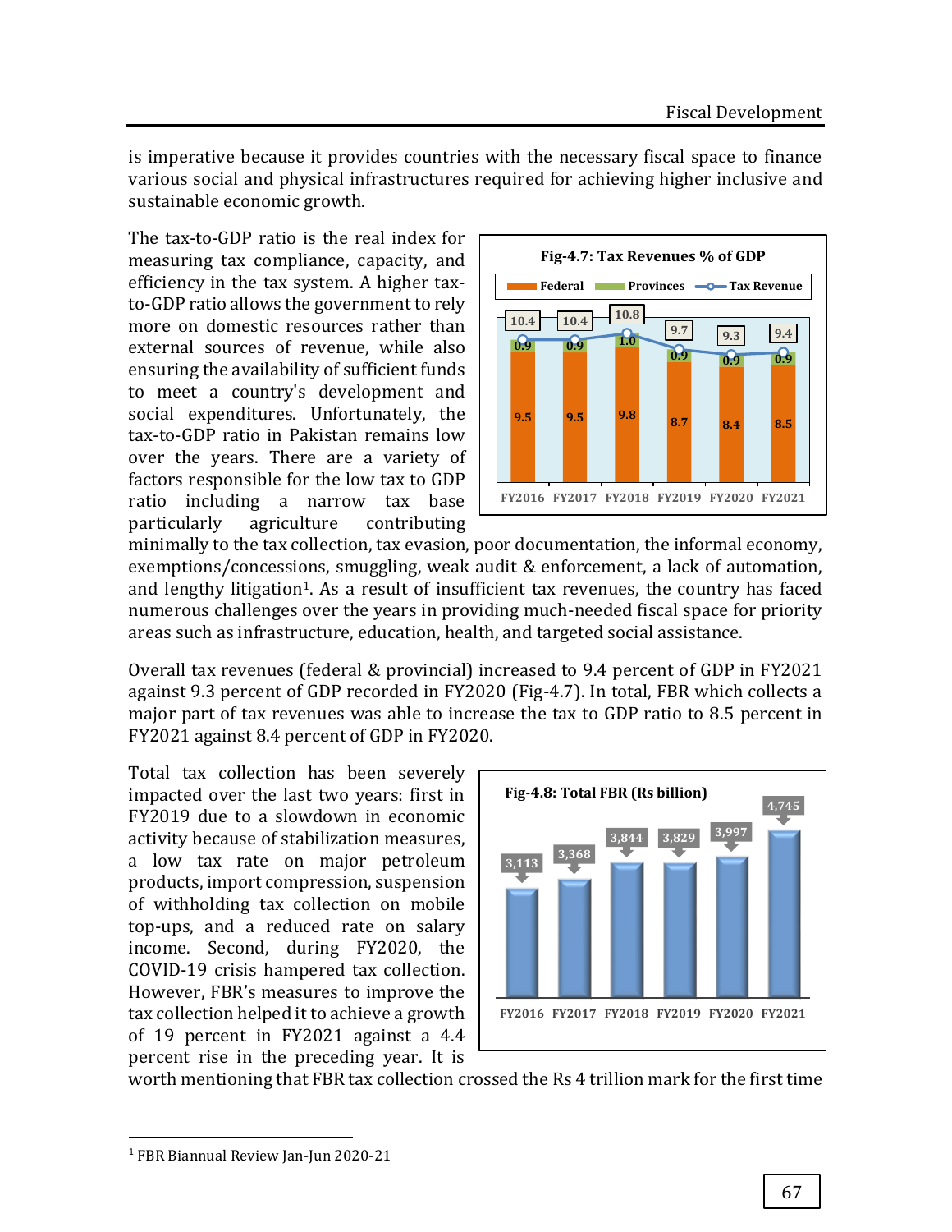is imperative because it provides countries with the necessary fiscal space to finance various social and physical infrastructures required for achieving higher inclusive and sustainable economic growth.

The tax-to-GDP ratio is the real index for measuring tax compliance, capacity, and efficiency in the tax system. A higher tax-to-GDP ratio allows the government to rely more on domestic resources rather than external sources of revenue, while also ensuring the availability of sufficient funds to meet a country's development and social expenditures. Unfortunately, the tax-to-GDP ratio in Pakistan remains low over the years. There are a variety of factors responsible for the low tax to GDP ratio including a narrow tax base particularly agriculture contributing minimally to the tax collection, tax evasion, poor documentation, the informal economy, exemptions/concessions, smuggling, weak audit & enforcement, a lack of automation, and lengthy litigation[1]. As a result of insufficient tax revenues, the country has faced numerous challenges over the years in providing much-needed fiscal space for priority areas such as infrastructure, education, health, and targeted social assistance.

**Fig-4.7: Tax Revenues % of GDP**

| | FY2016 | FY2017 | FY2018 | FY2019 | FY2020 | FY2021 |
|---|---|---|---|---|---|---|
| Federal | 9.5 | 9.5 | 9.8 | 8.7 | 8.4 | 8.5 |
| Provinces | 0.9 | 0.9 | 1.0 | 0.9 | 0.9 | 0.9 |
| Tax Revenue | 10.4 | 10.4 | 10.8 | 9.7 | 9.3 | 9.4 |

Overall tax revenues (federal & provincial) increased to 9.4 percent of GDP in FY2021 against 9.3 percent of GDP recorded in FY2020 (Fig-4.7). In total, FBR which collects a major part of tax revenues was able to increase the tax to GDP ratio to 8.5 percent in FY2021 against 8.4 percent of GDP in FY2020.

Total tax collection has been severely impacted over the last two years: first in FY2019 due to a slowdown in economic activity because of stabilization measures, a low tax rate on major petroleum products, import compression, suspension of withholding tax collection on mobile top-ups, and a reduced rate on salary income. Second, during FY2020, the COVID-19 crisis hampered tax collection. However, FBR's measures to improve the tax collection helped it to achieve a growth of 19 percent in FY2021 against a 4.4 percent rise in the preceding year. It is worth mentioning that FBR tax collection crossed the Rs 4 trillion mark for the first time

**Fig-4.8: Total FBR (Rs billion)**

| FY2016 | FY2017 | FY2018 | FY2019 | FY2020 | FY2021 |
|---|---|---|---|---|---|
| 3,113 | 3,368 | 3,844 | 3,829 | 3,997 | 4,745 |

---

[1] FBR Biannual Review Jan-Jun 2020-21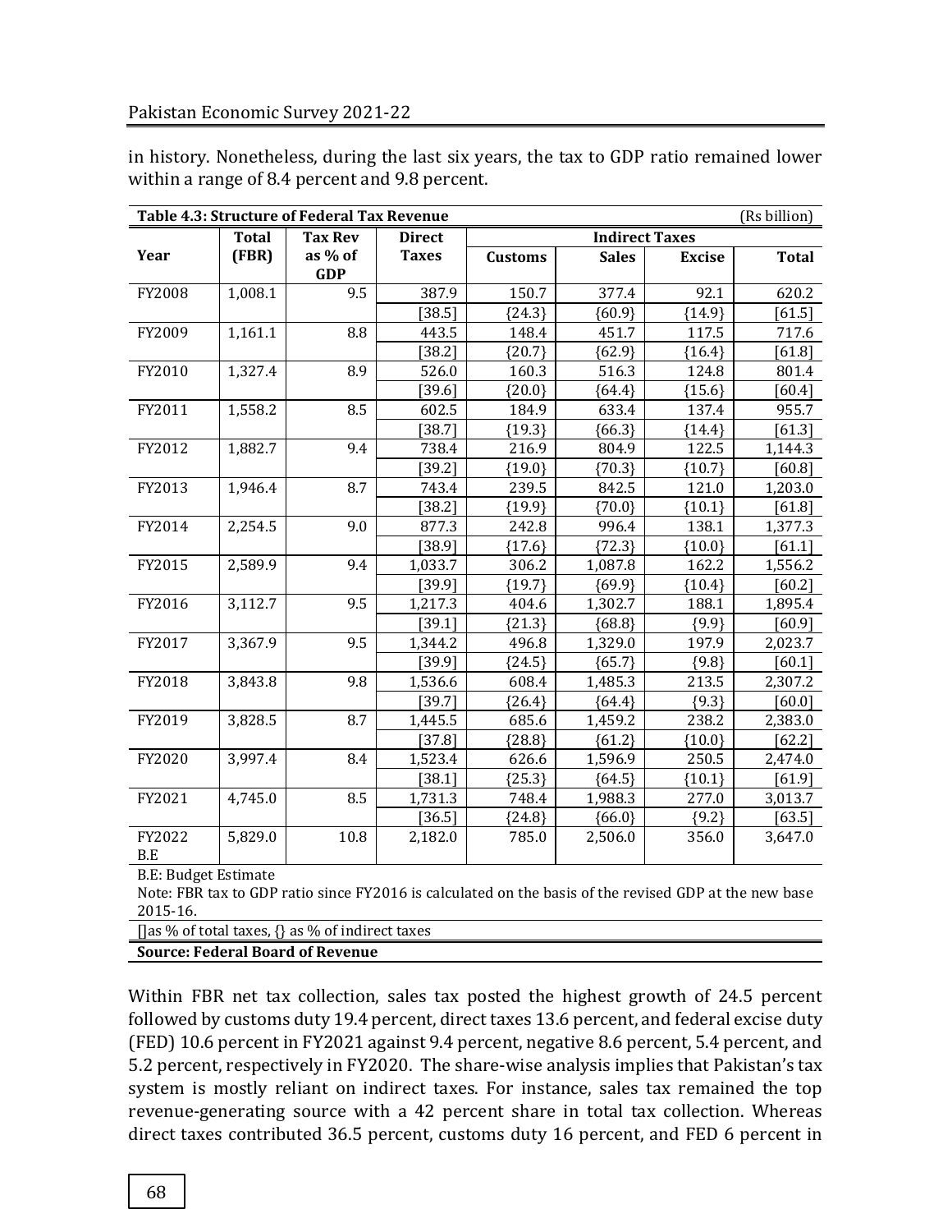in history. Nonetheless, during the last six years, the tax to GDP ratio remained lower within a range of 8.4 percent and 9.8 percent.

**Table 4.3: Structure of Federal Tax Revenue** (Rs billion)

| Year | Total (FBR) | Tax Rev as % of GDP | Direct Taxes | Indirect Taxes | | | |
|---|---|---|---|---|---|---|---|
| | | | | Customs | Sales | Excise | Total |
| FY2008 | 1,008.1 | 9.5 | 387.9 | 150.7 | 377.4 | 92.1 | 620.2 |
| | | | [38.5] | {24.3} | {60.9} | {14.9} | [61.5] |
| FY2009 | 1,161.1 | 8.8 | 443.5 | 148.4 | 451.7 | 117.5 | 717.6 |
| | | | [38.2] | {20.7} | {62.9} | {16.4} | [61.8] |
| FY2010 | 1,327.4 | 8.9 | 526.0 | 160.3 | 516.3 | 124.8 | 801.4 |
| | | | [39.6] | {20.0} | {64.4} | {15.6} | [60.4] |
| FY2011 | 1,558.2 | 8.5 | 602.5 | 184.9 | 633.4 | 137.4 | 955.7 |
| | | | [38.7] | {19.3} | {66.3} | {14.4} | [61.3] |
| FY2012 | 1,882.7 | 9.4 | 738.4 | 216.9 | 804.9 | 122.5 | 1,144.3 |
| | | | [39.2] | {19.0} | {70.3} | {10.7} | [60.8] |
| FY2013 | 1,946.4 | 8.7 | 743.4 | 239.5 | 842.5 | 121.0 | 1,203.0 |
| | | | [38.2] | {19.9} | {70.0} | {10.1} | [61.8] |
| FY2014 | 2,254.5 | 9.0 | 877.3 | 242.8 | 996.4 | 138.1 | 1,377.3 |
| | | | [38.9] | {17.6} | {72.3} | {10.0} | [61.1] |
| FY2015 | 2,589.9 | 9.4 | 1,033.7 | 306.2 | 1,087.8 | 162.2 | 1,556.2 |
| | | | [39.9] | {19.7} | {69.9} | {10.4} | [60.2] |
| FY2016 | 3,112.7 | 9.5 | 1,217.3 | 404.6 | 1,302.7 | 188.1 | 1,895.4 |
| | | | [39.1] | {21.3} | {68.8} | {9.9} | [60.9] |
| FY2017 | 3,367.9 | 9.5 | 1,344.2 | 496.8 | 1,329.0 | 197.9 | 2,023.7 |
| | | | [39.9] | {24.5} | {65.7} | {9.8} | [60.1] |
| FY2018 | 3,843.8 | 9.8 | 1,536.6 | 608.4 | 1,485.3 | 213.5 | 2,307.2 |
| | | | [39.7] | {26.4} | {64.4} | {9.3} | [60.0] |
| FY2019 | 3,828.5 | 8.7 | 1,445.5 | 685.6 | 1,459.2 | 238.2 | 2,383.0 |
| | | | [37.8] | {28.8} | {61.2} | {10.0} | [62.2] |
| FY2020 | 3,997.4 | 8.4 | 1,523.4 | 626.6 | 1,596.9 | 250.5 | 2,474.0 |
| | | | [38.1] | {25.3} | {64.5} | {10.1} | [61.9] |
| FY2021 | 4,745.0 | 8.5 | 1,731.3 | 748.4 | 1,988.3 | 277.0 | 3,013.7 |
| | | | [36.5] | {24.8} | {66.0} | {9.2} | [63.5] |
| FY2022 B.E | 5,829.0 | 10.8 | 2,182.0 | 785.0 | 2,506.0 | 356.0 | 3,647.0 |

B.E: Budget Estimate

Note: FBR tax to GDP ratio since FY2016 is calculated on the basis of the revised GDP at the new base 2015-16.

[]as % of total taxes, {} as % of indirect taxes

**Source: Federal Board of Revenue**

Within FBR net tax collection, sales tax posted the highest growth of 24.5 percent followed by customs duty 19.4 percent, direct taxes 13.6 percent, and federal excise duty (FED) 10.6 percent in FY2021 against 9.4 percent, negative 8.6 percent, 5.4 percent, and 5.2 percent, respectively in FY2020. The share-wise analysis implies that Pakistan's tax system is mostly reliant on indirect taxes. For instance, sales tax remained the top revenue-generating source with a 42 percent share in total tax collection. Whereas direct taxes contributed 36.5 percent, customs duty 16 percent, and FED 6 percent in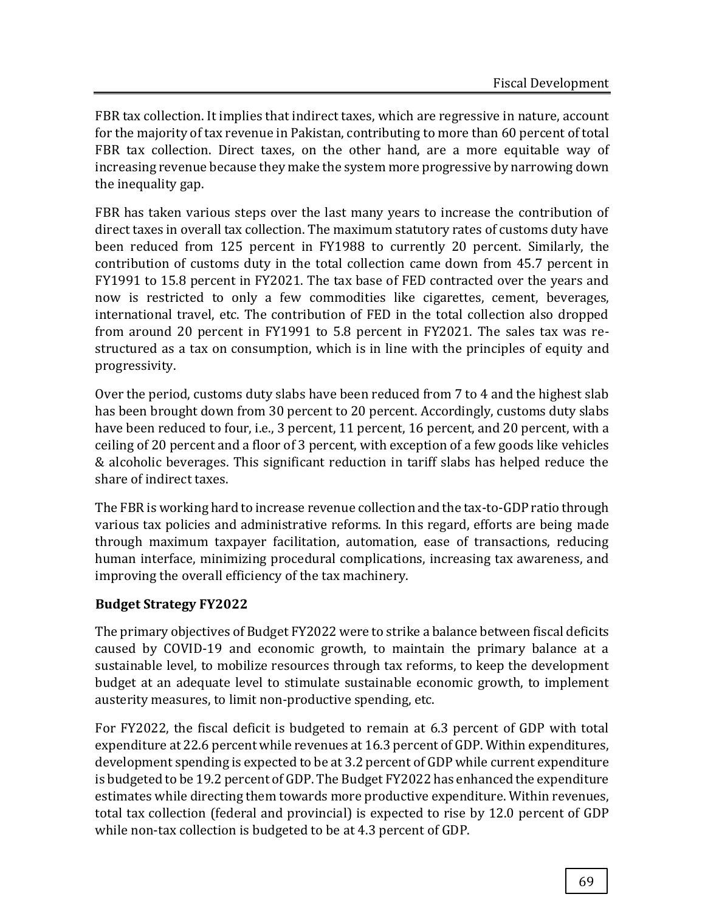FBR tax collection. It implies that indirect taxes, which are regressive in nature, account for the majority of tax revenue in Pakistan, contributing to more than 60 percent of total FBR tax collection. Direct taxes, on the other hand, are a more equitable way of increasing revenue because they make the system more progressive by narrowing down the inequality gap.

FBR has taken various steps over the last many years to increase the contribution of direct taxes in overall tax collection. The maximum statutory rates of customs duty have been reduced from 125 percent in FY1988 to currently 20 percent. Similarly, the contribution of customs duty in the total collection came down from 45.7 percent in FY1991 to 15.8 percent in FY2021. The tax base of FED contracted over the years and now is restricted to only a few commodities like cigarettes, cement, beverages, international travel, etc. The contribution of FED in the total collection also dropped from around 20 percent in FY1991 to 5.8 percent in FY2021. The sales tax was re-structured as a tax on consumption, which is in line with the principles of equity and progressivity.

Over the period, customs duty slabs have been reduced from 7 to 4 and the highest slab has been brought down from 30 percent to 20 percent. Accordingly, customs duty slabs have been reduced to four, i.e., 3 percent, 11 percent, 16 percent, and 20 percent, with a ceiling of 20 percent and a floor of 3 percent, with exception of a few goods like vehicles & alcoholic beverages. This significant reduction in tariff slabs has helped reduce the share of indirect taxes.

The FBR is working hard to increase revenue collection and the tax-to-GDP ratio through various tax policies and administrative reforms. In this regard, efforts are being made through maximum taxpayer facilitation, automation, ease of transactions, reducing human interface, minimizing procedural complications, increasing tax awareness, and improving the overall efficiency of the tax machinery.

### Budget Strategy FY2022

The primary objectives of Budget FY2022 were to strike a balance between fiscal deficits caused by COVID-19 and economic growth, to maintain the primary balance at a sustainable level, to mobilize resources through tax reforms, to keep the development budget at an adequate level to stimulate sustainable economic growth, to implement austerity measures, to limit non-productive spending, etc.

For FY2022, the fiscal deficit is budgeted to remain at 6.3 percent of GDP with total expenditure at 22.6 percent while revenues at 16.3 percent of GDP. Within expenditures, development spending is expected to be at 3.2 percent of GDP while current expenditure is budgeted to be 19.2 percent of GDP. The Budget FY2022 has enhanced the expenditure estimates while directing them towards more productive expenditure. Within revenues, total tax collection (federal and provincial) is expected to rise by 12.0 percent of GDP while non-tax collection is budgeted to be at 4.3 percent of GDP.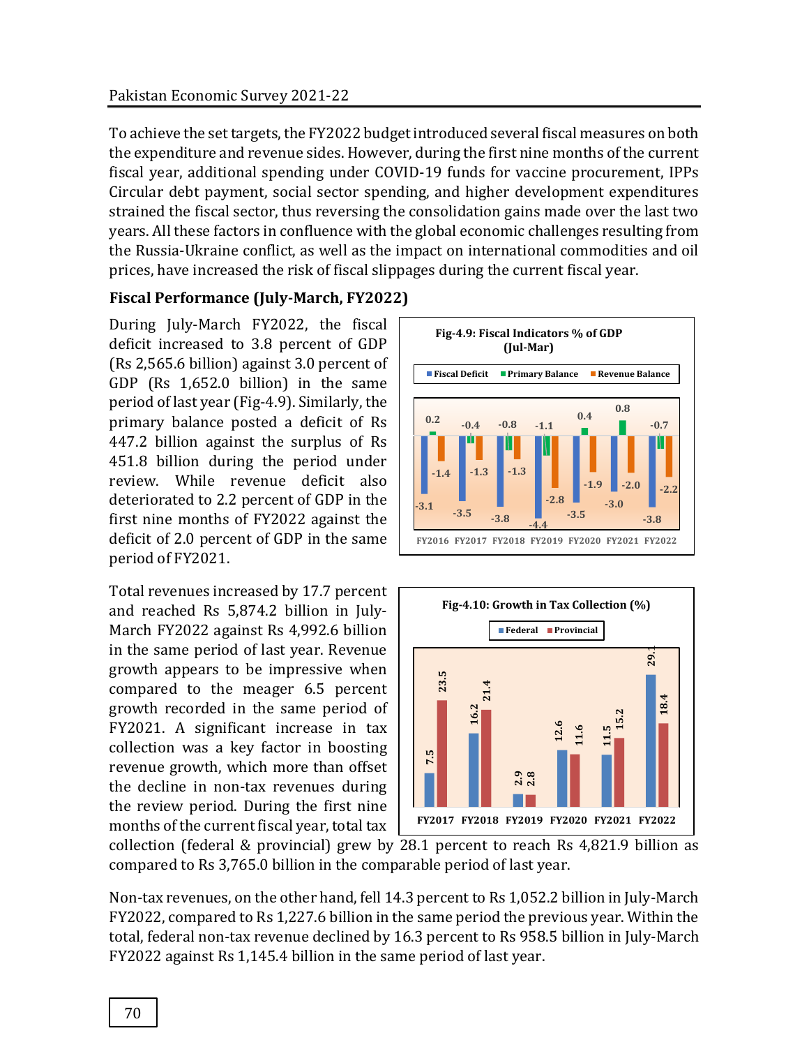To achieve the set targets, the FY2022 budget introduced several fiscal measures on both the expenditure and revenue sides. However, during the first nine months of the current fiscal year, additional spending under COVID-19 funds for vaccine procurement, IPPs Circular debt payment, social sector spending, and higher development expenditures strained the fiscal sector, thus reversing the consolidation gains made over the last two years. All these factors in confluence with the global economic challenges resulting from the Russia-Ukraine conflict, as well as the impact on international commodities and oil prices, have increased the risk of fiscal slippages during the current fiscal year.

### Fiscal Performance (July-March, FY2022)

During July-March FY2022, the fiscal deficit increased to 3.8 percent of GDP (Rs 2,565.6 billion) against 3.0 percent of GDP (Rs 1,652.0 billion) in the same period of last year (Fig-4.9). Similarly, the primary balance posted a deficit of Rs 447.2 billion against the surplus of Rs 451.8 billion during the period under review. While revenue deficit also deteriorated to 2.2 percent of GDP in the first nine months of FY2022 against the deficit of 2.0 percent of GDP in the same period of FY2021.

**Fig-4.9: Fiscal Indicators % of GDP (Jul-Mar)**

| | Fiscal Deficit | Primary Balance | Revenue Balance |
|---|---|---|---|
| FY2016 | -3.1 | 0.2 | -1.4 |
| FY2017 | -3.5 | -0.4 | -1.3 |
| FY2018 | -3.8 | -0.8 | -1.3 |
| FY2019 | -4.4 | -1.1 | -2.8 |
| FY2020 | -3.5 | 0.4 | -1.9 |
| FY2021 | -3.0 | 0.8 | -2.0 |
| FY2022 | -3.8 | -0.7 | -2.2 |

Total revenues increased by 17.7 percent and reached Rs 5,874.2 billion in July-March FY2022 against Rs 4,992.6 billion in the same period of last year. Revenue growth appears to be impressive when compared to the meager 6.5 percent growth recorded in the same period of FY2021. A significant increase in tax collection was a key factor in boosting revenue growth, which more than offset the decline in non-tax revenues during the review period. During the first nine months of the current fiscal year, total tax collection (federal & provincial) grew by 28.1 percent to reach Rs 4,821.9 billion as compared to Rs 3,765.0 billion in the comparable period of last year.

**Fig-4.10: Growth in Tax Collection (%)**

| | Federal | Provincial |
|---|---|---|
| FY2017 | 7.5 | 23.5 |
| FY2018 | 16.2 | 21.4 |
| FY2019 | 2.9 | 2.8 |
| FY2020 | 12.6 | 11.6 |
| FY2021 | 11.5 | 15.2 |
| FY2022 | 29.1 | 18.4 |

Non-tax revenues, on the other hand, fell 14.3 percent to Rs 1,052.2 billion in July-March FY2022, compared to Rs 1,227.6 billion in the same period the previous year. Within the total, federal non-tax revenue declined by 16.3 percent to Rs 958.5 billion in July-March FY2022 against Rs 1,145.4 billion in the same period of last year.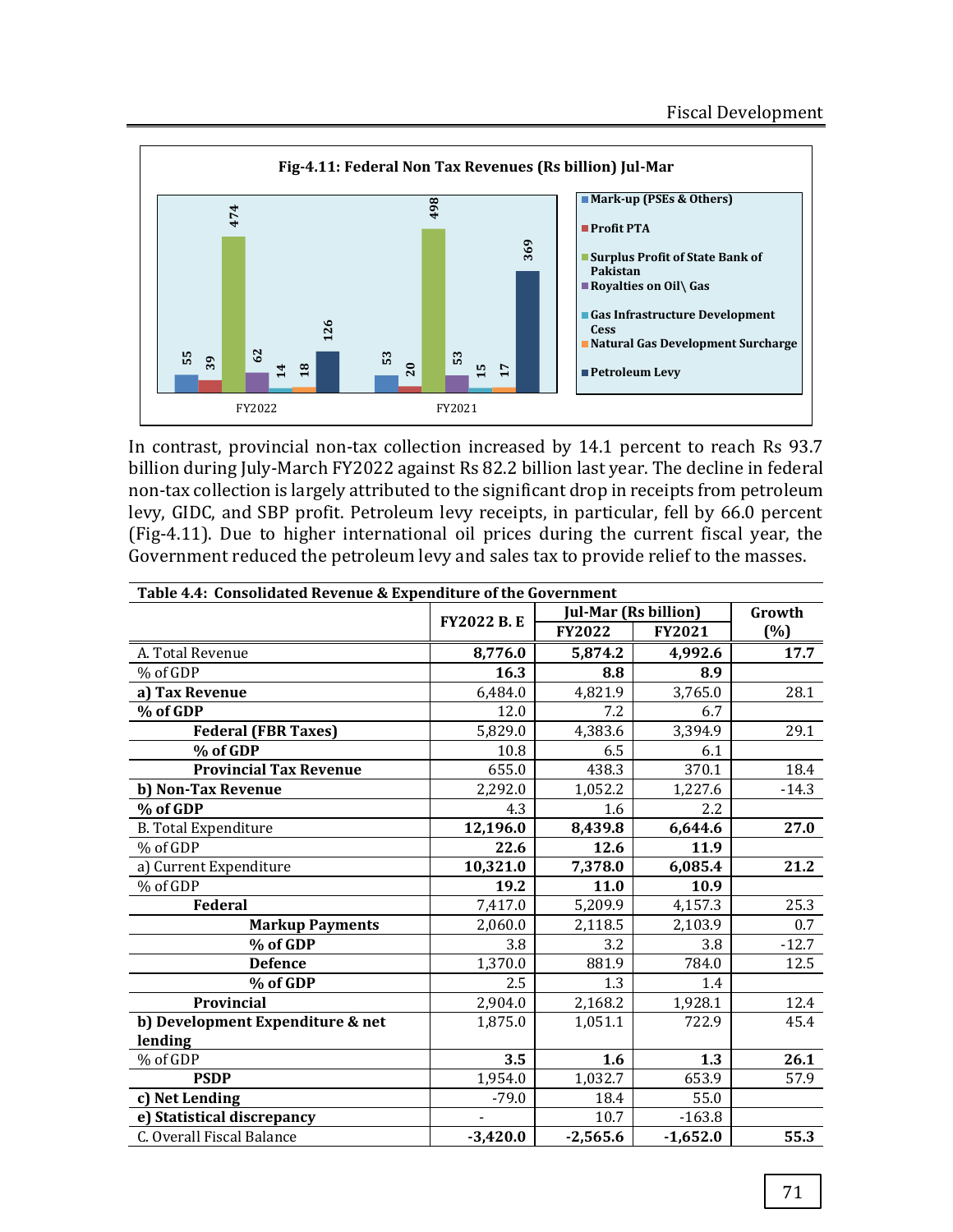**Fig-4.11: Federal Non Tax Revenues (Rs billion) Jul-Mar**

| | FY2022 | FY2021 |
|---|---|---|
| Mark-up (PSEs & Others) | 55 | 53 |
| Profit PTA | 39 | 20 |
| Surplus Profit of State Bank of Pakistan | 474 | 498 |
| Royalties on Oil\ Gas | 62 | 53 |
| Gas Infrastructure Development Cess | 14 | 15 |
| Natural Gas Development Surcharge | 18 | 17 |
| Petroleum Levy | 126 | 369 |

In contrast, provincial non-tax collection increased by 14.1 percent to reach Rs 93.7 billion during July-March FY2022 against Rs 82.2 billion last year. The decline in federal non-tax collection is largely attributed to the significant drop in receipts from petroleum levy, GIDC, and SBP profit. Petroleum levy receipts, in particular, fell by 66.0 percent (Fig-4.11). Due to higher international oil prices during the current fiscal year, the Government reduced the petroleum levy and sales tax to provide relief to the masses.

**Table 4.4: Consolidated Revenue & Expenditure of the Government**

| | FY2022 B. E | Jul-Mar (Rs billion) | | Growth (%) |
|---|---|---|---|---|
| | | FY2022 | FY2021 | |
| A. Total Revenue | **8,776.0** | **5,874.2** | **4,992.6** | **17.7** |
| % of GDP | **16.3** | **8.8** | **8.9** | |
| **a) Tax Revenue** | 6,484.0 | 4,821.9 | 3,765.0 | 28.1 |
| **% of GDP** | 12.0 | 7.2 | 6.7 | |
| **Federal (FBR Taxes)** | 5,829.0 | 4,383.6 | 3,394.9 | 29.1 |
| **% of GDP** | 10.8 | 6.5 | 6.1 | |
| **Provincial Tax Revenue** | 655.0 | 438.3 | 370.1 | 18.4 |
| **b) Non-Tax Revenue** | 2,292.0 | 1,052.2 | 1,227.6 | -14.3 |
| **% of GDP** | 4.3 | 1.6 | 2.2 | |
| B. Total Expenditure | **12,196.0** | **8,439.8** | **6,644.6** | **27.0** |
| % of GDP | **22.6** | **12.6** | **11.9** | |
| a) Current Expenditure | **10,321.0** | **7,378.0** | **6,085.4** | **21.2** |
| % of GDP | **19.2** | **11.0** | **10.9** | |
| **Federal** | 7,417.0 | 5,209.9 | 4,157.3 | 25.3 |
| **Markup Payments** | 2,060.0 | 2,118.5 | 2,103.9 | 0.7 |
| **% of GDP** | 3.8 | 3.2 | 3.8 | -12.7 |
| **Defence** | 1,370.0 | 881.9 | 784.0 | 12.5 |
| **% of GDP** | 2.5 | 1.3 | 1.4 | |
| **Provincial** | 2,904.0 | 2,168.2 | 1,928.1 | 12.4 |
| **b) Development Expenditure & net lending** | 1,875.0 | 1,051.1 | 722.9 | 45.4 |
| % of GDP | **3.5** | **1.6** | **1.3** | **26.1** |
| **PSDP** | 1,954.0 | 1,032.7 | 653.9 | 57.9 |
| **c) Net Lending** | -79.0 | 18.4 | 55.0 | |
| **e) Statistical discrepancy** | - | 10.7 | -163.8 | |
| C. Overall Fiscal Balance | **-3,420.0** | **-2,565.6** | **-1,652.0** | **55.3** |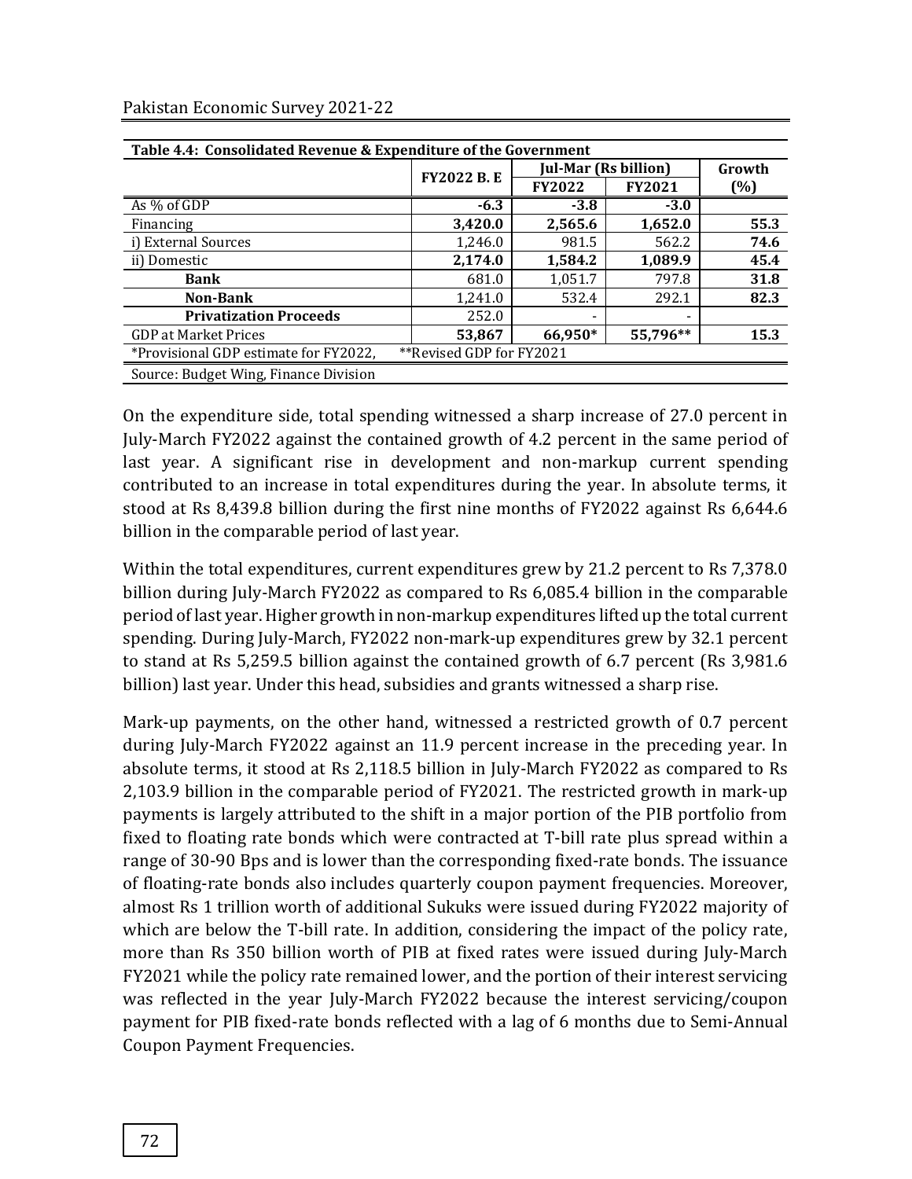**Table 4.4: Consolidated Revenue & Expenditure of the Government**

| | FY2022 B. E | Jul-Mar (Rs billion) | | Growth |
|---|---|---|---|---|
| | | FY2022 | FY2021 | (%) |
| As % of GDP | **-6.3** | **-3.8** | **-3.0** | |
| Financing | **3,420.0** | **2,565.6** | **1,652.0** | **55.3** |
| i) External Sources | 1,246.0 | 981.5 | 562.2 | **74.6** |
| ii) Domestic | **2,174.0** | **1,584.2** | **1,089.9** | **45.4** |
| **Bank** | 681.0 | 1,051.7 | 797.8 | **31.8** |
| **Non-Bank** | 1,241.0 | 532.4 | 292.1 | **82.3** |
| **Privatization Proceeds** | 252.0 | - | - | |
| GDP at Market Prices | **53,867** | **66,950*** | **55,796**** | **15.3** |

*Provisional GDP estimate for FY2022, **Revised GDP for FY2021

Source: Budget Wing, Finance Division

On the expenditure side, total spending witnessed a sharp increase of 27.0 percent in July-March FY2022 against the contained growth of 4.2 percent in the same period of last year. A significant rise in development and non-markup current spending contributed to an increase in total expenditures during the year. In absolute terms, it stood at Rs 8,439.8 billion during the first nine months of FY2022 against Rs 6,644.6 billion in the comparable period of last year.

Within the total expenditures, current expenditures grew by 21.2 percent to Rs 7,378.0 billion during July-March FY2022 as compared to Rs 6,085.4 billion in the comparable period of last year. Higher growth in non-markup expenditures lifted up the total current spending. During July-March, FY2022 non-mark-up expenditures grew by 32.1 percent to stand at Rs 5,259.5 billion against the contained growth of 6.7 percent (Rs 3,981.6 billion) last year. Under this head, subsidies and grants witnessed a sharp rise.

Mark-up payments, on the other hand, witnessed a restricted growth of 0.7 percent during July-March FY2022 against an 11.9 percent increase in the preceding year. In absolute terms, it stood at Rs 2,118.5 billion in July-March FY2022 as compared to Rs 2,103.9 billion in the comparable period of FY2021. The restricted growth in mark-up payments is largely attributed to the shift in a major portion of the PIB portfolio from fixed to floating rate bonds which were contracted at T-bill rate plus spread within a range of 30-90 Bps and is lower than the corresponding fixed-rate bonds. The issuance of floating-rate bonds also includes quarterly coupon payment frequencies. Moreover, almost Rs 1 trillion worth of additional Sukuks were issued during FY2022 majority of which are below the T-bill rate. In addition, considering the impact of the policy rate, more than Rs 350 billion worth of PIB at fixed rates were issued during July-March FY2021 while the policy rate remained lower, and the portion of their interest servicing was reflected in the year July-March FY2022 because the interest servicing/coupon payment for PIB fixed-rate bonds reflected with a lag of 6 months due to Semi-Annual Coupon Payment Frequencies.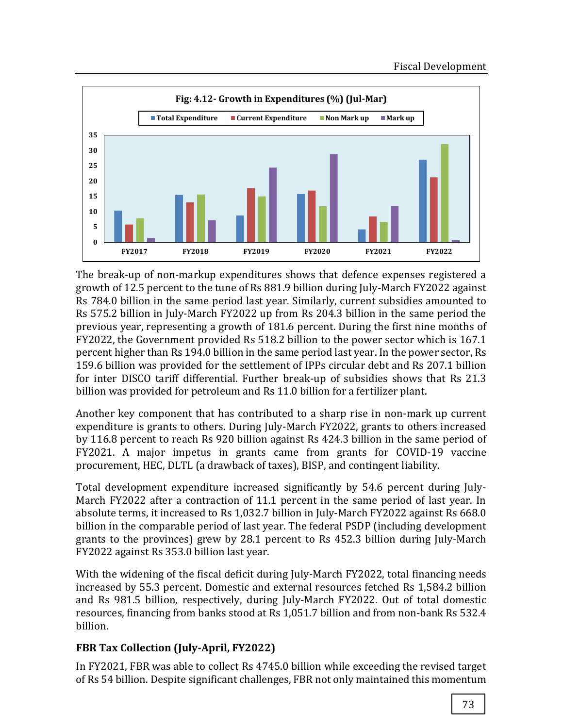**Fig: 4.12- Growth in Expenditures (%) (Jul-Mar)**

The break-up of non-markup expenditures shows that defence expenses registered a growth of 12.5 percent to the tune of Rs 881.9 billion during July-March FY2022 against Rs 784.0 billion in the same period last year. Similarly, current subsidies amounted to Rs 575.2 billion in July-March FY2022 up from Rs 204.3 billion in the same period the previous year, representing a growth of 181.6 percent. During the first nine months of FY2022, the Government provided Rs 518.2 billion to the power sector which is 167.1 percent higher than Rs 194.0 billion in the same period last year. In the power sector, Rs 159.6 billion was provided for the settlement of IPPs circular debt and Rs 207.1 billion for inter DISCO tariff differential. Further break-up of subsidies shows that Rs 21.3 billion was provided for petroleum and Rs 11.0 billion for a fertilizer plant.

Another key component that has contributed to a sharp rise in non-mark up current expenditure is grants to others. During July-March FY2022, grants to others increased by 116.8 percent to reach Rs 920 billion against Rs 424.3 billion in the same period of FY2021. A major impetus in grants came from grants for COVID-19 vaccine procurement, HEC, DLTL (a drawback of taxes), BISP, and contingent liability.

Total development expenditure increased significantly by 54.6 percent during July-March FY2022 after a contraction of 11.1 percent in the same period of last year. In absolute terms, it increased to Rs 1,032.7 billion in July-March FY2022 against Rs 668.0 billion in the comparable period of last year. The federal PSDP (including development grants to the provinces) grew by 28.1 percent to Rs 452.3 billion during July-March FY2022 against Rs 353.0 billion last year.

With the widening of the fiscal deficit during July-March FY2022, total financing needs increased by 55.3 percent. Domestic and external resources fetched Rs 1,584.2 billion and Rs 981.5 billion, respectively, during July-March FY2022. Out of total domestic resources, financing from banks stood at Rs 1,051.7 billion and from non-bank Rs 532.4 billion.

### FBR Tax Collection (July-April, FY2022)

In FY2021, FBR was able to collect Rs 4745.0 billion while exceeding the revised target of Rs 54 billion. Despite significant challenges, FBR not only maintained this momentum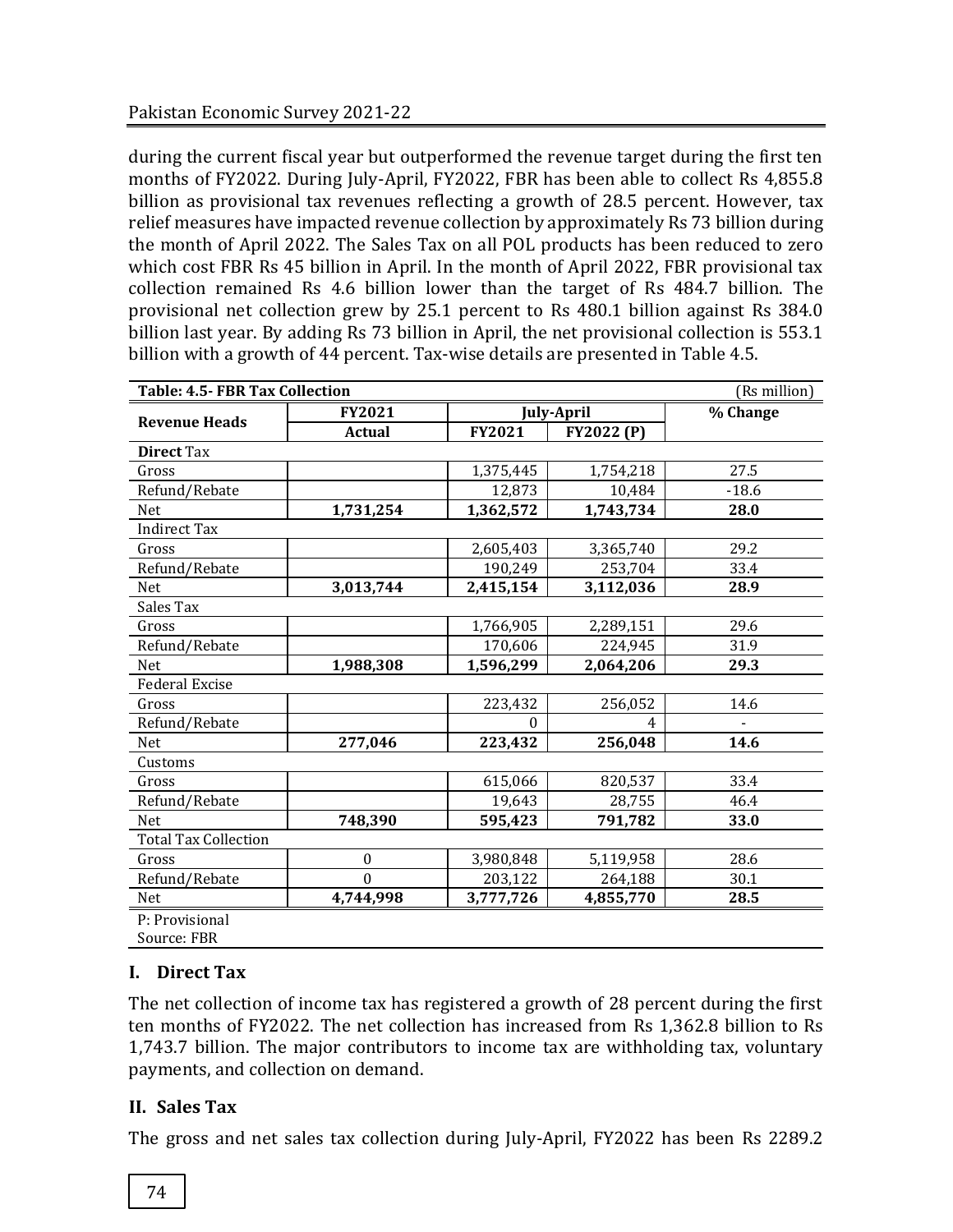during the current fiscal year but outperformed the revenue target during the first ten months of FY2022. During July-April, FY2022, FBR has been able to collect Rs 4,855.8 billion as provisional tax revenues reflecting a growth of 28.5 percent. However, tax relief measures have impacted revenue collection by approximately Rs 73 billion during the month of April 2022. The Sales Tax on all POL products has been reduced to zero which cost FBR Rs 45 billion in April. In the month of April 2022, FBR provisional tax collection remained Rs 4.6 billion lower than the target of Rs 484.7 billion. The provisional net collection grew by 25.1 percent to Rs 480.1 billion against Rs 384.0 billion last year. By adding Rs 73 billion in April, the net provisional collection is 553.1 billion with a growth of 44 percent. Tax-wise details are presented in Table 4.5.

**Table: 4.5- FBR Tax Collection** (Rs million)

| Revenue Heads | FY2021 | July-April | | % Change |
|---|---|---|---|---|
| | Actual | FY2021 | FY2022 (P) | |
| **Direct** Tax | | | | |
| Gross | | 1,375,445 | 1,754,218 | 27.5 |
| Refund/Rebate | | 12,873 | 10,484 | -18.6 |
| Net | **1,731,254** | **1,362,572** | **1,743,734** | **28.0** |
| Indirect Tax | | | | |
| Gross | | 2,605,403 | 3,365,740 | 29.2 |
| Refund/Rebate | | 190,249 | 253,704 | 33.4 |
| Net | **3,013,744** | **2,415,154** | **3,112,036** | **28.9** |
| Sales Tax | | | | |
| Gross | | 1,766,905 | 2,289,151 | 29.6 |
| Refund/Rebate | | 170,606 | 224,945 | 31.9 |
| Net | **1,988,308** | **1,596,299** | **2,064,206** | **29.3** |
| Federal Excise | | | | |
| Gross | | 223,432 | 256,052 | 14.6 |
| Refund/Rebate | | 0 | 4 | - |
| Net | **277,046** | **223,432** | **256,048** | **14.6** |
| Customs | | | | |
| Gross | | 615,066 | 820,537 | 33.4 |
| Refund/Rebate | | 19,643 | 28,755 | 46.4 |
| Net | **748,390** | **595,423** | **791,782** | **33.0** |
| Total Tax Collection | | | | |
| Gross | 0 | 3,980,848 | 5,119,958 | 28.6 |
| Refund/Rebate | 0 | 203,122 | 264,188 | 30.1 |
| Net | **4,744,998** | **3,777,726** | **4,855,770** | **28.5** |

P: Provisional
Source: FBR

### I. Direct Tax

The net collection of income tax has registered a growth of 28 percent during the first ten months of FY2022. The net collection has increased from Rs 1,362.8 billion to Rs 1,743.7 billion. The major contributors to income tax are withholding tax, voluntary payments, and collection on demand.

### II. Sales Tax

The gross and net sales tax collection during July-April, FY2022 has been Rs 2289.2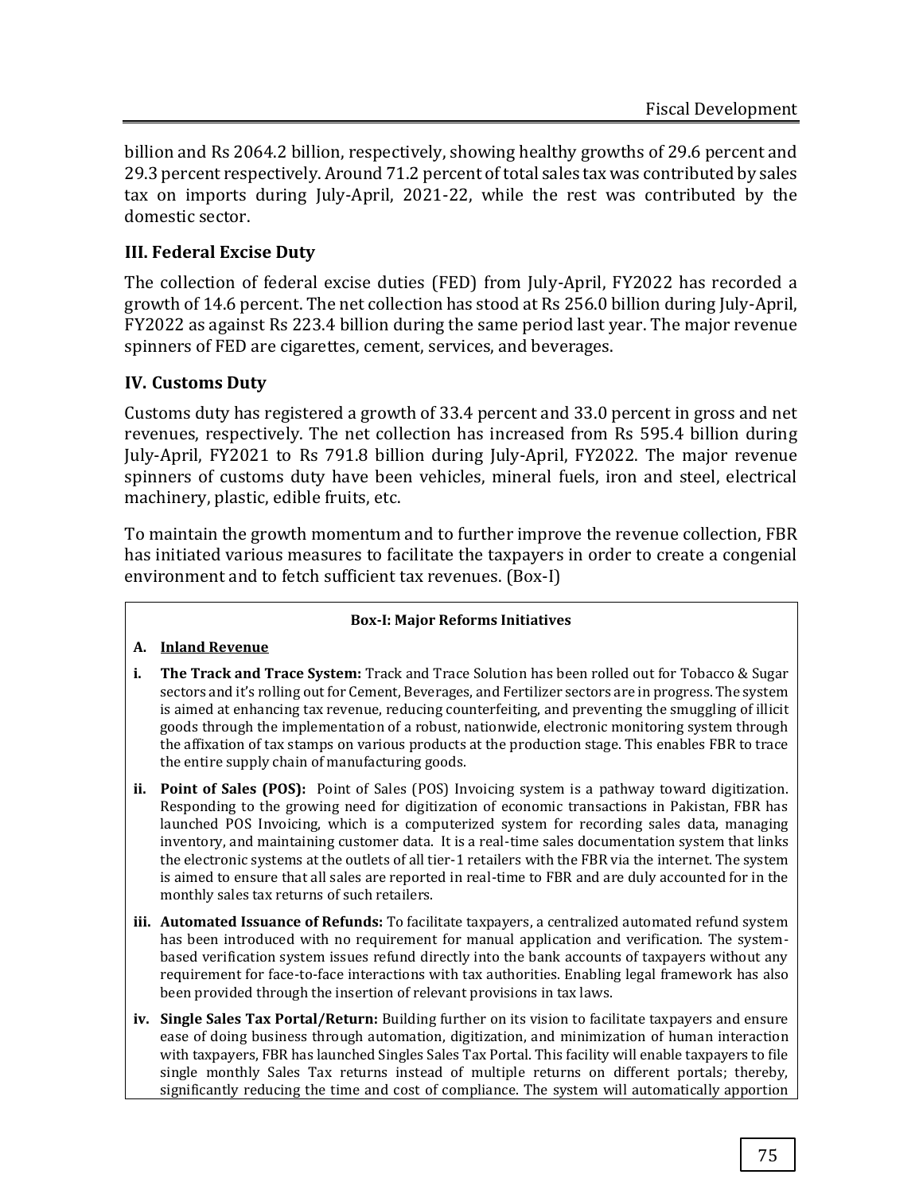billion and Rs 2064.2 billion, respectively, showing healthy growths of 29.6 percent and 29.3 percent respectively. Around 71.2 percent of total sales tax was contributed by sales tax on imports during July-April, 2021-22, while the rest was contributed by the domestic sector.

### III. Federal Excise Duty

The collection of federal excise duties (FED) from July-April, FY2022 has recorded a growth of 14.6 percent. The net collection has stood at Rs 256.0 billion during July-April, FY2022 as against Rs 223.4 billion during the same period last year. The major revenue spinners of FED are cigarettes, cement, services, and beverages.

### IV. Customs Duty

Customs duty has registered a growth of 33.4 percent and 33.0 percent in gross and net revenues, respectively. The net collection has increased from Rs 595.4 billion during July-April, FY2021 to Rs 791.8 billion during July-April, FY2022. The major revenue spinners of customs duty have been vehicles, mineral fuels, iron and steel, electrical machinery, plastic, edible fruits, etc.

To maintain the growth momentum and to further improve the revenue collection, FBR has initiated various measures to facilitate the taxpayers in order to create a congenial environment and to fetch sufficient tax revenues. (Box-I)

**Box-I: Major Reforms Initiatives**

**A. <u>Inland Revenue</u>**

- **i. The Track and Trace System:** Track and Trace Solution has been rolled out for Tobacco & Sugar sectors and it's rolling out for Cement, Beverages, and Fertilizer sectors are in progress. The system is aimed at enhancing tax revenue, reducing counterfeiting, and preventing the smuggling of illicit goods through the implementation of a robust, nationwide, electronic monitoring system through the affixation of tax stamps on various products at the production stage. This enables FBR to trace the entire supply chain of manufacturing goods.
- **ii. Point of Sales (POS):** Point of Sales (POS) Invoicing system is a pathway toward digitization. Responding to the growing need for digitization of economic transactions in Pakistan, FBR has launched POS Invoicing, which is a computerized system for recording sales data, managing inventory, and maintaining customer data. It is a real-time sales documentation system that links the electronic systems at the outlets of all tier-1 retailers with the FBR via the internet. The system is aimed to ensure that all sales are reported in real-time to FBR and are duly accounted for in the monthly sales tax returns of such retailers.
- **iii. Automated Issuance of Refunds:** To facilitate taxpayers, a centralized automated refund system has been introduced with no requirement for manual application and verification. The system-based verification system issues refund directly into the bank accounts of taxpayers without any requirement for face-to-face interactions with tax authorities. Enabling legal framework has also been provided through the insertion of relevant provisions in tax laws.
- **iv. Single Sales Tax Portal/Return:** Building further on its vision to facilitate taxpayers and ensure ease of doing business through automation, digitization, and minimization of human interaction with taxpayers, FBR has launched Singles Sales Tax Portal. This facility will enable taxpayers to file single monthly Sales Tax returns instead of multiple returns on different portals; thereby, significantly reducing the time and cost of compliance. The system will automatically apportion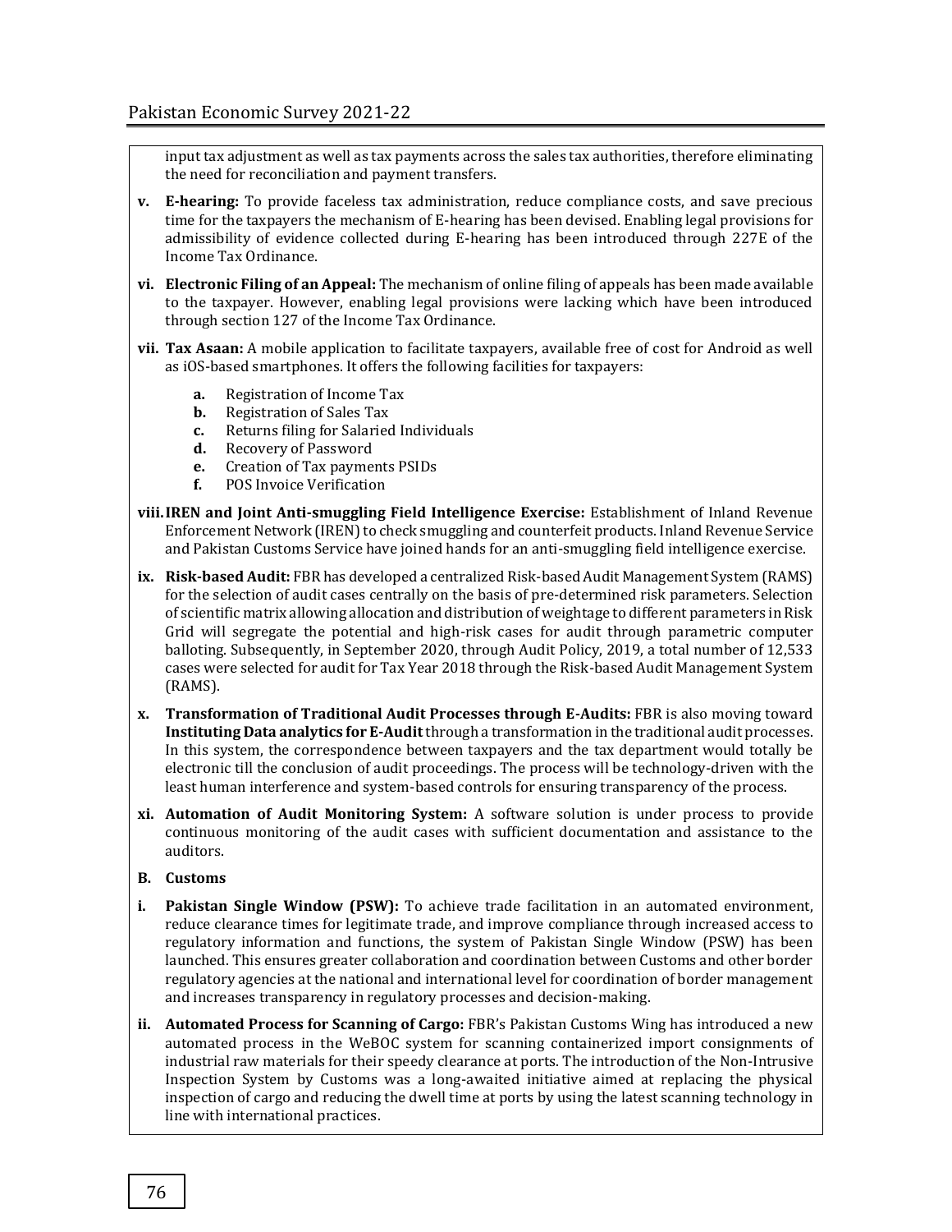input tax adjustment as well as tax payments across the sales tax authorities, therefore eliminating the need for reconciliation and payment transfers.

**v. E-hearing:** To provide faceless tax administration, reduce compliance costs, and save precious time for the taxpayers the mechanism of E-hearing has been devised. Enabling legal provisions for admissibility of evidence collected during E-hearing has been introduced through 227E of the Income Tax Ordinance.

**vi. Electronic Filing of an Appeal:** The mechanism of online filing of appeals has been made available to the taxpayer. However, enabling legal provisions were lacking which have been introduced through section 127 of the Income Tax Ordinance.

**vii. Tax Asaan:** A mobile application to facilitate taxpayers, available free of cost for Android as well as iOS-based smartphones. It offers the following facilities for taxpayers:

- **a.** Registration of Income Tax
- **b.** Registration of Sales Tax
- **c.** Returns filing for Salaried Individuals
- **d.** Recovery of Password
- **e.** Creation of Tax payments PSIDs
- **f.** POS Invoice Verification

**viii. IREN and Joint Anti-smuggling Field Intelligence Exercise:** Establishment of Inland Revenue Enforcement Network (IREN) to check smuggling and counterfeit products. Inland Revenue Service and Pakistan Customs Service have joined hands for an anti-smuggling field intelligence exercise.

**ix. Risk-based Audit:** FBR has developed a centralized Risk-based Audit Management System (RAMS) for the selection of audit cases centrally on the basis of pre-determined risk parameters. Selection of scientific matrix allowing allocation and distribution of weightage to different parameters in Risk Grid will segregate the potential and high-risk cases for audit through parametric computer balloting. Subsequently, in September 2020, through Audit Policy, 2019, a total number of 12,533 cases were selected for audit for Tax Year 2018 through the Risk-based Audit Management System (RAMS).

**x. Transformation of Traditional Audit Processes through E-Audits:** FBR is also moving toward **Instituting Data analytics for E-Audit** through a transformation in the traditional audit processes. In this system, the correspondence between taxpayers and the tax department would totally be electronic till the conclusion of audit proceedings. The process will be technology-driven with the least human interference and system-based controls for ensuring transparency of the process.

**xi. Automation of Audit Monitoring System:** A software solution is under process to provide continuous monitoring of the audit cases with sufficient documentation and assistance to the auditors.

**B. Customs**

**i. Pakistan Single Window (PSW):** To achieve trade facilitation in an automated environment, reduce clearance times for legitimate trade, and improve compliance through increased access to regulatory information and functions, the system of Pakistan Single Window (PSW) has been launched. This ensures greater collaboration and coordination between Customs and other border regulatory agencies at the national and international level for coordination of border management and increases transparency in regulatory processes and decision-making.

**ii. Automated Process for Scanning of Cargo:** FBR's Pakistan Customs Wing has introduced a new automated process in the WeBOC system for scanning containerized import consignments of industrial raw materials for their speedy clearance at ports. The introduction of the Non-Intrusive Inspection System by Customs was a long-awaited initiative aimed at replacing the physical inspection of cargo and reducing the dwell time at ports by using the latest scanning technology in line with international practices.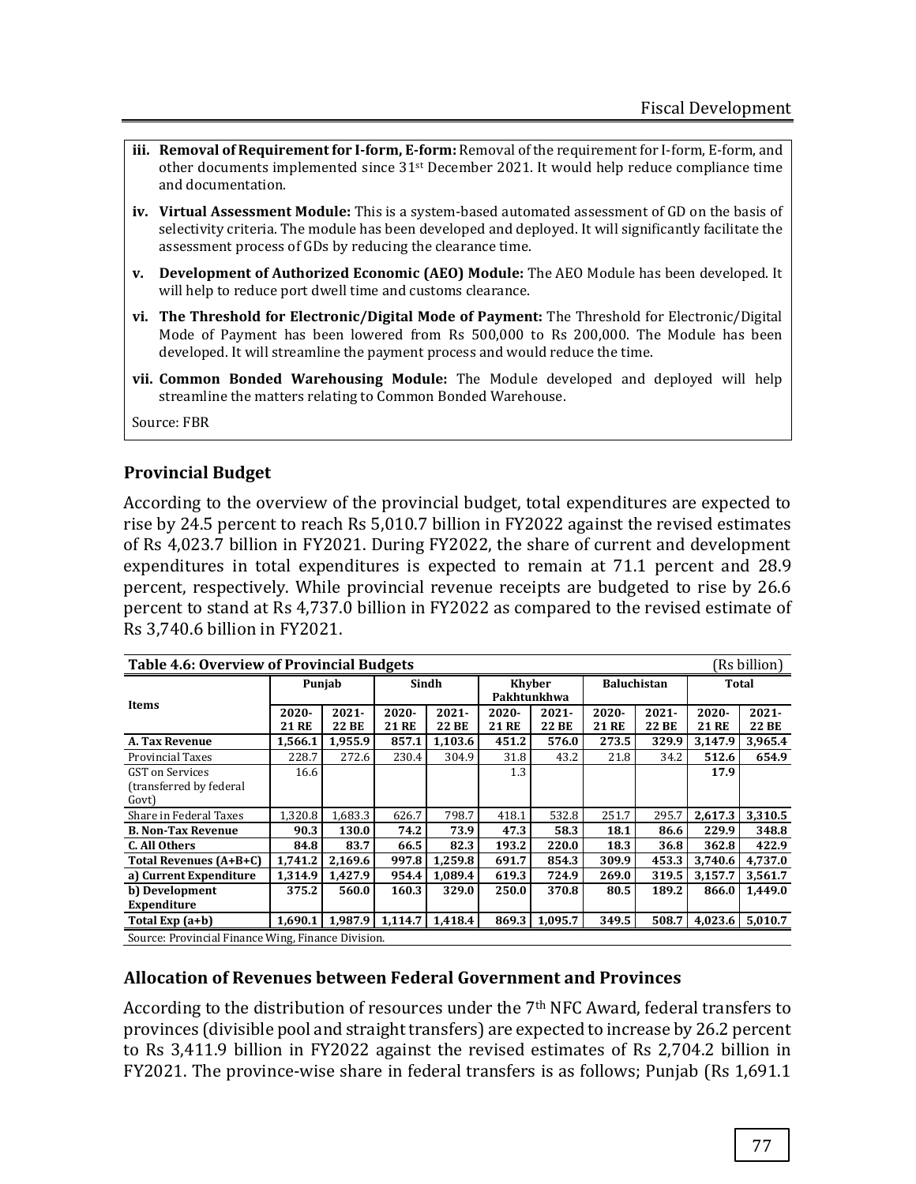- **iii. Removal of Requirement for I-form, E-form:** Removal of the requirement for I-form, E-form, and other documents implemented since 31st December 2021. It would help reduce compliance time and documentation.
- **iv. Virtual Assessment Module:** This is a system-based automated assessment of GD on the basis of selectivity criteria. The module has been developed and deployed. It will significantly facilitate the assessment process of GDs by reducing the clearance time.
- **v. Development of Authorized Economic (AEO) Module:** The AEO Module has been developed. It will help to reduce port dwell time and customs clearance.
- **vi. The Threshold for Electronic/Digital Mode of Payment:** The Threshold for Electronic/Digital Mode of Payment has been lowered from Rs 500,000 to Rs 200,000. The Module has been developed. It will streamline the payment process and would reduce the time.
- **vii. Common Bonded Warehousing Module:** The Module developed and deployed will help streamline the matters relating to Common Bonded Warehouse.

Source: FBR

## Provincial Budget

According to the overview of the provincial budget, total expenditures are expected to rise by 24.5 percent to reach Rs 5,010.7 billion in FY2022 against the revised estimates of Rs 4,023.7 billion in FY2021. During FY2022, the share of current and development expenditures in total expenditures is expected to remain at 71.1 percent and 28.9 percent, respectively. While provincial revenue receipts are budgeted to rise by 26.6 percent to stand at Rs 4,737.0 billion in FY2022 as compared to the revised estimate of Rs 3,740.6 billion in FY2021.

**Table 4.6: Overview of Provincial Budgets** (Rs billion)

| Items | Punjab | | Sindh | | Khyber Pakhtunkhwa | | Baluchistan | | Total | |
|---|---|---|---|---|---|---|---|---|---|---|
| | 2020-21 RE | 2021-22 BE | 2020-21 RE | 2021-22 BE | 2020-21 RE | 2021-22 BE | 2020-21 RE | 2021-22 BE | 2020-21 RE | 2021-22 BE |
| **A. Tax Revenue** | **1,566.1** | **1,955.9** | **857.1** | **1,103.6** | **451.2** | **576.0** | **273.5** | **329.9** | **3,147.9** | **3,965.4** |
| Provincial Taxes | 228.7 | 272.6 | 230.4 | 304.9 | 31.8 | 43.2 | 21.8 | 34.2 | **512.6** | **654.9** |
| GST on Services (transferred by federal Govt) | 16.6 | | | | 1.3 | | | | **17.9** | |
| Share in Federal Taxes | 1,320.8 | 1,683.3 | 626.7 | 798.7 | 418.1 | 532.8 | 251.7 | 295.7 | **2,617.3** | **3,310.5** |
| **B. Non-Tax Revenue** | **90.3** | **130.0** | **74.2** | **73.9** | **47.3** | **58.3** | **18.1** | **86.6** | **229.9** | **348.8** |
| **C. All Others** | **84.8** | **83.7** | **66.5** | **82.3** | **193.2** | **220.0** | **18.3** | **36.8** | **362.8** | **422.9** |
| **Total Revenues (A+B+C)** | **1,741.2** | **2,169.6** | **997.8** | **1,259.8** | **691.7** | **854.3** | **309.9** | **453.3** | **3,740.6** | **4,737.0** |
| **a) Current Expenditure** | **1,314.9** | **1,427.9** | **954.4** | **1,089.4** | **619.3** | **724.9** | **269.0** | **319.5** | **3,157.7** | **3,561.7** |
| **b) Development Expenditure** | **375.2** | **560.0** | **160.3** | **329.0** | **250.0** | **370.8** | **80.5** | **189.2** | **866.0** | **1,449.0** |
| **Total Exp (a+b)** | **1,690.1** | **1,987.9** | **1,114.7** | **1,418.4** | **869.3** | **1,095.7** | **349.5** | **508.7** | **4,023.6** | **5,010.7** |

Source: Provincial Finance Wing, Finance Division.

## Allocation of Revenues between Federal Government and Provinces

According to the distribution of resources under the 7th NFC Award, federal transfers to provinces (divisible pool and straight transfers) are expected to increase by 26.2 percent to Rs 3,411.9 billion in FY2022 against the revised estimates of Rs 2,704.2 billion in FY2021. The province-wise share in federal transfers is as follows; Punjab (Rs 1,691.1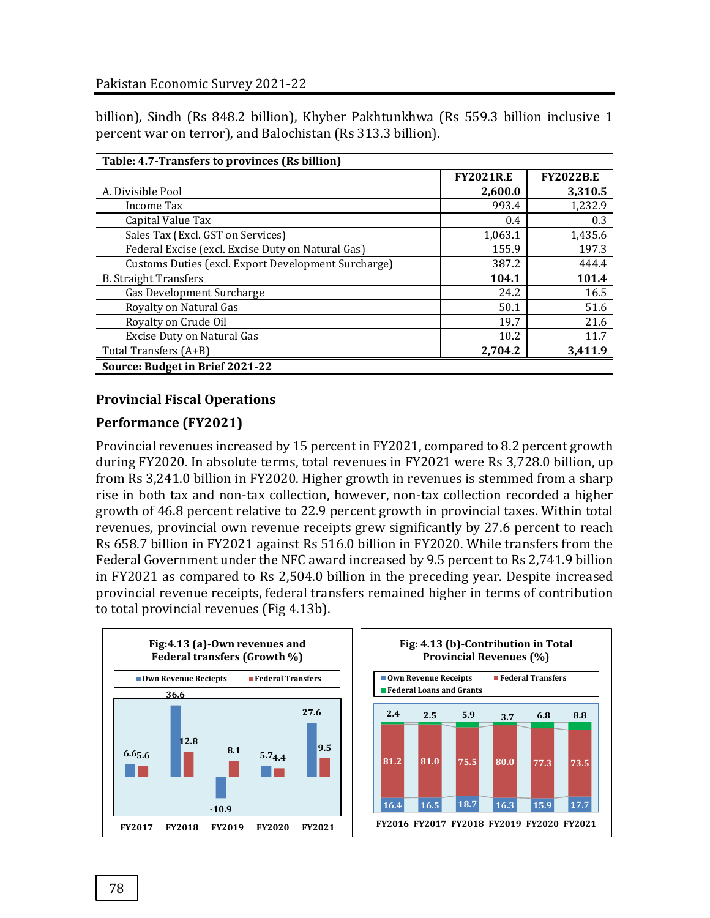billion), Sindh (Rs 848.2 billion), Khyber Pakhtunkhwa (Rs 559.3 billion inclusive 1 percent war on terror), and Balochistan (Rs 313.3 billion).

**Table: 4.7-Transfers to provinces (Rs billion)**

| | FY2021R.E | FY2022B.E |
|---|---|---|
| A. Divisible Pool | **2,600.0** | **3,310.5** |
| Income Tax | 993.4 | 1,232.9 |
| Capital Value Tax | 0.4 | 0.3 |
| Sales Tax (Excl. GST on Services) | 1,063.1 | 1,435.6 |
| Federal Excise (excl. Excise Duty on Natural Gas) | 155.9 | 197.3 |
| Customs Duties (excl. Export Development Surcharge) | 387.2 | 444.4 |
| B. Straight Transfers | **104.1** | **101.4** |
| Gas Development Surcharge | 24.2 | 16.5 |
| Royalty on Natural Gas | 50.1 | 51.6 |
| Royalty on Crude Oil | 19.7 | 21.6 |
| Excise Duty on Natural Gas | 10.2 | 11.7 |
| Total Transfers (A+B) | **2,704.2** | **3,411.9** |

**Source: Budget in Brief 2021-22**

## Provincial Fiscal Operations

### Performance (FY2021)

Provincial revenues increased by 15 percent in FY2021, compared to 8.2 percent growth during FY2020. In absolute terms, total revenues in FY2021 were Rs 3,728.0 billion, up from Rs 3,241.0 billion in FY2020. Higher growth in revenues is stemmed from a sharp rise in both tax and non-tax collection, however, non-tax collection recorded a higher growth of 46.8 percent relative to 22.9 percent growth in provincial taxes. Within total revenues, provincial own revenue receipts grew significantly by 27.6 percent to reach Rs 658.7 billion in FY2021 against Rs 516.0 billion in FY2020. While transfers from the Federal Government under the NFC award increased by 9.5 percent to Rs 2,741.9 billion in FY2021 as compared to Rs 2,504.0 billion in the preceding year. Despite increased provincial revenue receipts, federal transfers remained higher in terms of contribution to total provincial revenues (Fig 4.13b).

**Fig:4.13 (a)-Own revenues and Federal transfers (Growth %)**

| | Own Revenue Reciepts | Federal Transfers |
|---|---|---|
| FY2017 | 6.6 | 5.6 |
| FY2018 | 36.6 | 12.8 |
| FY2019 | -10.9 | 8.1 |
| FY2020 | 5.7 | 4.4 |
| FY2021 | 27.6 | 9.5 |

**Fig: 4.13 (b)-Contribution in Total Provincial Revenues (%)**

| | Own Revenue Receipts | Federal Transfers | Federal Loans and Grants |
|---|---|---|---|
| FY2016 | 16.4 | 81.2 | 2.4 |
| FY2017 | 16.5 | 81.0 | 2.5 |
| FY2018 | 18.7 | 75.5 | 5.9 |
| FY2019 | 16.3 | 80.0 | 3.7 |
| FY2020 | 15.9 | 77.3 | 6.8 |
| FY2021 | 17.7 | 73.5 | 8.8 |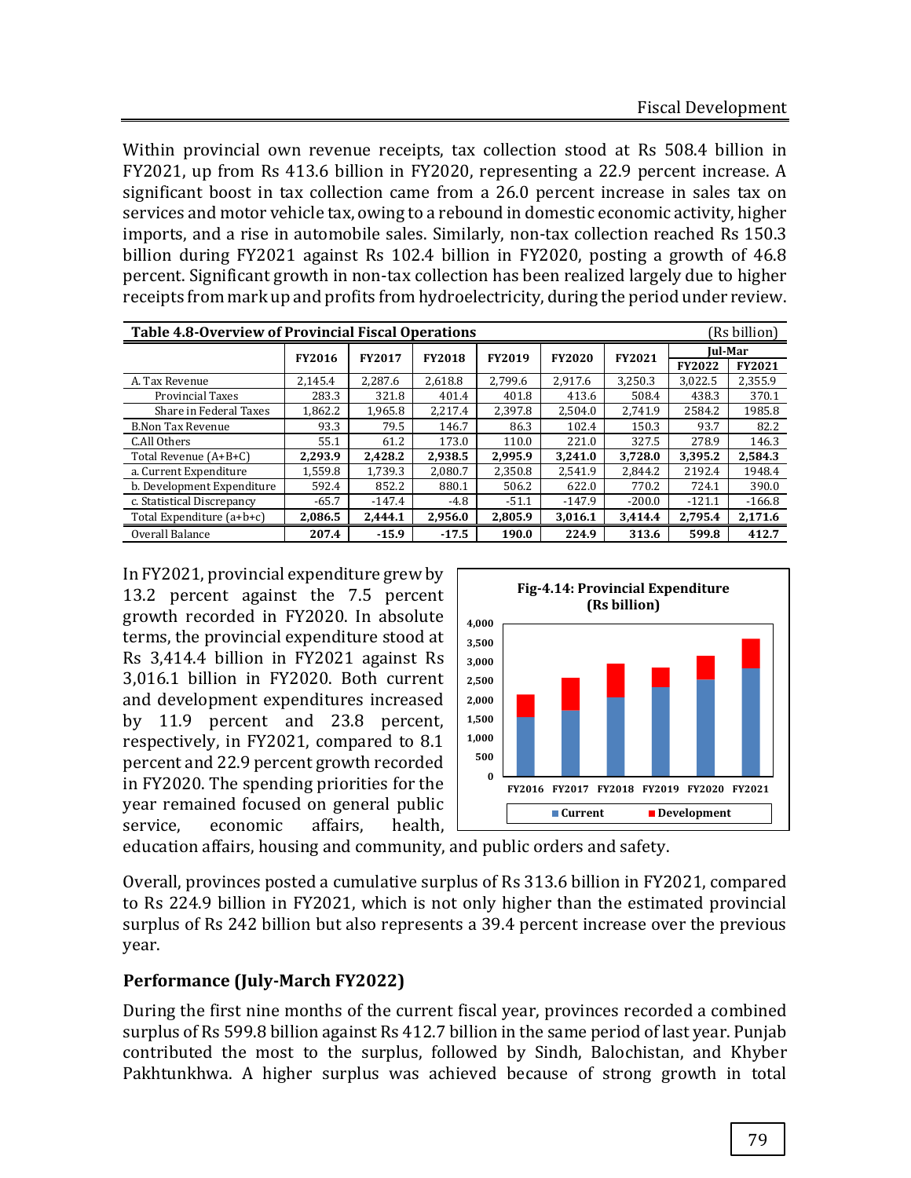Within provincial own revenue receipts, tax collection stood at Rs 508.4 billion in FY2021, up from Rs 413.6 billion in FY2020, representing a 22.9 percent increase. A significant boost in tax collection came from a 26.0 percent increase in sales tax on services and motor vehicle tax, owing to a rebound in domestic economic activity, higher imports, and a rise in automobile sales. Similarly, non-tax collection reached Rs 150.3 billion during FY2021 against Rs 102.4 billion in FY2020, posting a growth of 46.8 percent. Significant growth in non-tax collection has been realized largely due to higher receipts from mark up and profits from hydroelectricity, during the period under review.

**Table 4.8-Overview of Provincial Fiscal Operations** (Rs billion)

| | FY2016 | FY2017 | FY2018 | FY2019 | FY2020 | FY2021 | Jul-Mar | |
|---|---|---|---|---|---|---|---|---|
| | | | | | | | FY2022 | FY2021 |
| A. Tax Revenue | 2,145.4 | 2,287.6 | 2,618.8 | 2,799.6 | 2,917.6 | 3,250.3 | 3,022.5 | 2,355.9 |
| Provincial Taxes | 283.3 | 321.8 | 401.4 | 401.8 | 413.6 | 508.4 | 438.3 | 370.1 |
| Share in Federal Taxes | 1,862.2 | 1,965.8 | 2,217.4 | 2,397.8 | 2,504.0 | 2,741.9 | 2584.2 | 1985.8 |
| B.Non Tax Revenue | 93.3 | 79.5 | 146.7 | 86.3 | 102.4 | 150.3 | 93.7 | 82.2 |
| C.All Others | 55.1 | 61.2 | 173.0 | 110.0 | 221.0 | 327.5 | 278.9 | 146.3 |
| Total Revenue (A+B+C) | **2,293.9** | **2,428.2** | **2,938.5** | **2,995.9** | **3,241.0** | **3,728.0** | **3,395.2** | **2,584.3** |
| a. Current Expenditure | 1,559.8 | 1,739.3 | 2,080.7 | 2,350.8 | 2,541.9 | 2,844.2 | 2192.4 | 1948.4 |
| b. Development Expenditure | 592.4 | 852.2 | 880.1 | 506.2 | 622.0 | 770.2 | 724.1 | 390.0 |
| c. Statistical Discrepancy | -65.7 | -147.4 | -4.8 | -51.1 | -147.9 | -200.0 | -121.1 | -166.8 |
| Total Expenditure (a+b+c) | **2,086.5** | **2,444.1** | **2,956.0** | **2,805.9** | **3,016.1** | **3,414.4** | **2,795.4** | **2,171.6** |
| Overall Balance | **207.4** | **-15.9** | **-17.5** | **190.0** | **224.9** | **313.6** | **599.8** | **412.7** |

In FY2021, provincial expenditure grew by 13.2 percent against the 7.5 percent growth recorded in FY2020. In absolute terms, the provincial expenditure stood at Rs 3,414.4 billion in FY2021 against Rs 3,016.1 billion in FY2020. Both current and development expenditures increased by 11.9 percent and 23.8 percent, respectively, in FY2021, compared to 8.1 percent and 22.9 percent growth recorded in FY2020. The spending priorities for the year remained focused on general public service, economic affairs, health, education affairs, housing and community, and public orders and safety.

**Fig-4.14: Provincial Expenditure (Rs billion)**

Overall, provinces posted a cumulative surplus of Rs 313.6 billion in FY2021, compared to Rs 224.9 billion in FY2021, which is not only higher than the estimated provincial surplus of Rs 242 billion but also represents a 39.4 percent increase over the previous year.

## Performance (July-March FY2022)

During the first nine months of the current fiscal year, provinces recorded a combined surplus of Rs 599.8 billion against Rs 412.7 billion in the same period of last year. Punjab contributed the most to the surplus, followed by Sindh, Balochistan, and Khyber Pakhtunkhwa. A higher surplus was achieved because of strong growth in total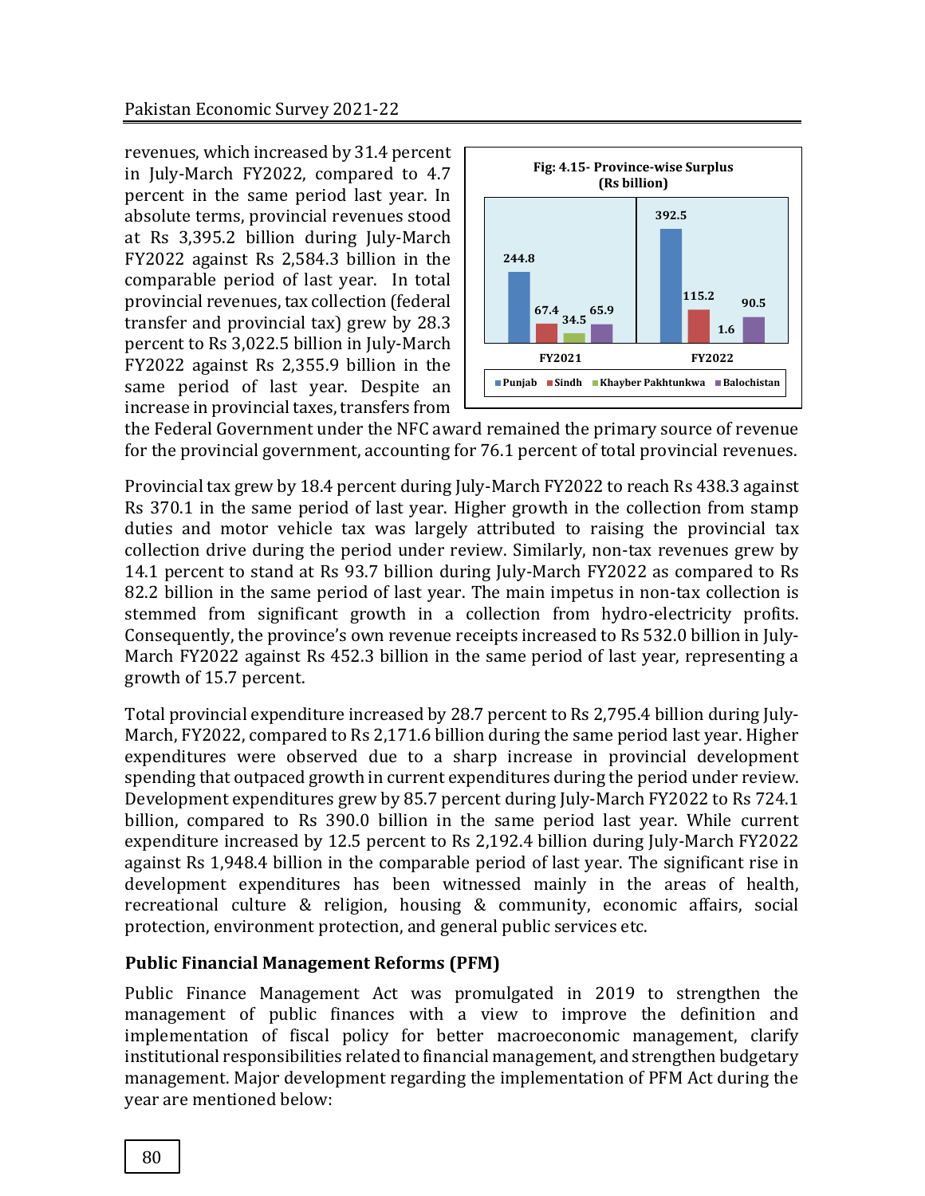revenues, which increased by 31.4 percent in July-March FY2022, compared to 4.7 percent in the same period last year. In absolute terms, provincial revenues stood at Rs 3,395.2 billion during July-March FY2022 against Rs 2,584.3 billion in the comparable period of last year. In total provincial revenues, tax collection (federal transfer and provincial tax) grew by 28.3 percent to Rs 3,022.5 billion in July-March FY2022 against Rs 2,355.9 billion in the same period of last year. Despite an increase in provincial taxes, transfers from the Federal Government under the NFC award remained the primary source of revenue for the provincial government, accounting for 76.1 percent of total provincial revenues.

**Fig: 4.15- Province-wise Surplus (Rs billion)**

| | Punjab | Sindh | Khayber Pakhtunkwa | Balochistan |
|---|---|---|---|---|
| FY2021 | 244.8 | 67.4 | 34.5 | 65.9 |
| FY2022 | 392.5 | 115.2 | 1.6 | 90.5 |

Provincial tax grew by 18.4 percent during July-March FY2022 to reach Rs 438.3 against Rs 370.1 in the same period of last year. Higher growth in the collection from stamp duties and motor vehicle tax was largely attributed to raising the provincial tax collection drive during the period under review. Similarly, non-tax revenues grew by 14.1 percent to stand at Rs 93.7 billion during July-March FY2022 as compared to Rs 82.2 billion in the same period of last year. The main impetus in non-tax collection is stemmed from significant growth in a collection from hydro-electricity profits. Consequently, the province's own revenue receipts increased to Rs 532.0 billion in July-March FY2022 against Rs 452.3 billion in the same period of last year, representing a growth of 15.7 percent.

Total provincial expenditure increased by 28.7 percent to Rs 2,795.4 billion during July-March, FY2022, compared to Rs 2,171.6 billion during the same period last year. Higher expenditures were observed due to a sharp increase in provincial development spending that outpaced growth in current expenditures during the period under review. Development expenditures grew by 85.7 percent during July-March FY2022 to Rs 724.1 billion, compared to Rs 390.0 billion in the same period last year. While current expenditure increased by 12.5 percent to Rs 2,192.4 billion during July-March FY2022 against Rs 1,948.4 billion in the comparable period of last year. The significant rise in development expenditures has been witnessed mainly in the areas of health, recreational culture & religion, housing & community, economic affairs, social protection, environment protection, and general public services etc.

## Public Financial Management Reforms (PFM)

Public Finance Management Act was promulgated in 2019 to strengthen the management of public finances with a view to improve the definition and implementation of fiscal policy for better macroeconomic management, clarify institutional responsibilities related to financial management, and strengthen budgetary management. Major development regarding the implementation of PFM Act during the year are mentioned below: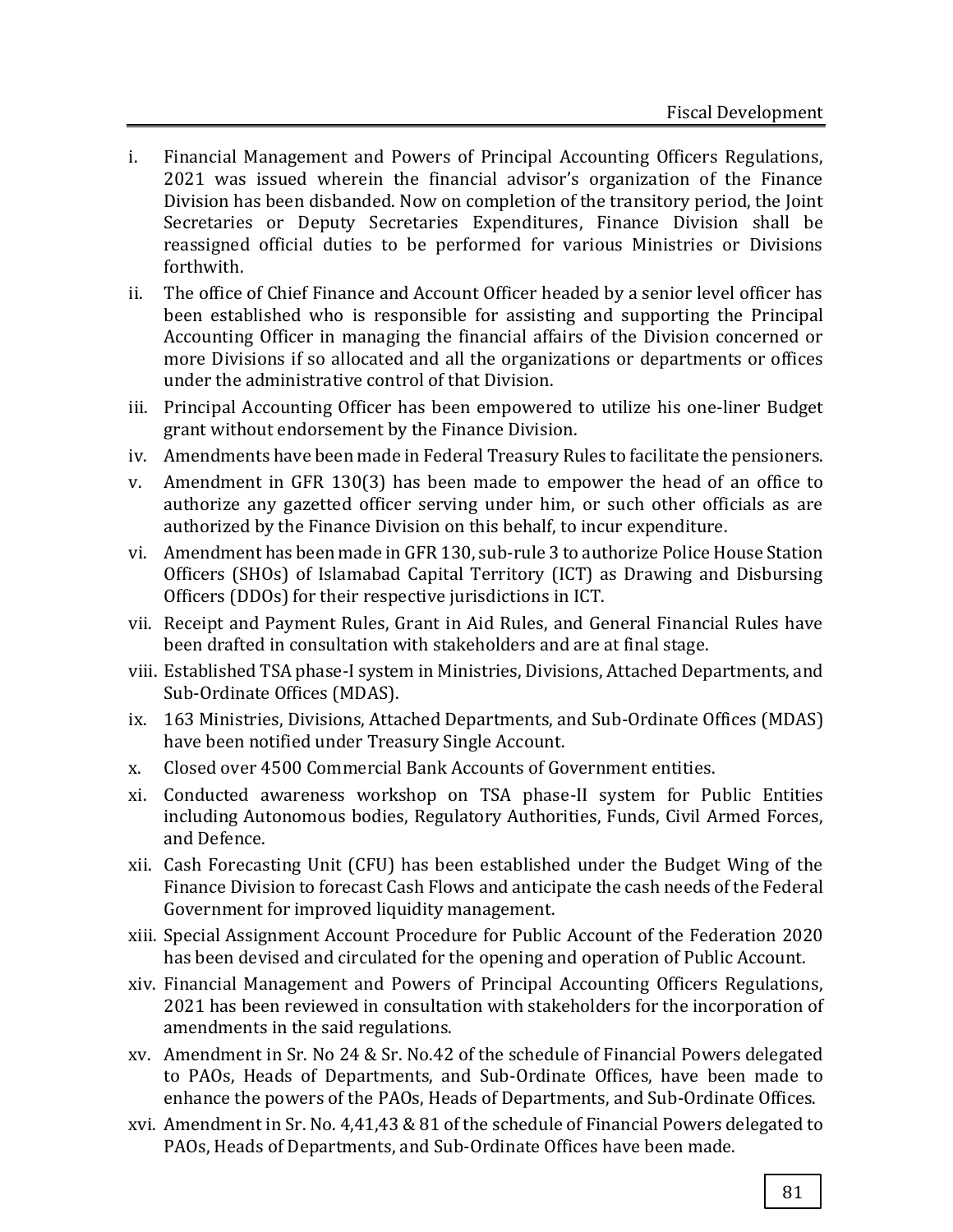i. Financial Management and Powers of Principal Accounting Officers Regulations, 2021 was issued wherein the financial advisor's organization of the Finance Division has been disbanded. Now on completion of the transitory period, the Joint Secretaries or Deputy Secretaries Expenditures, Finance Division shall be reassigned official duties to be performed for various Ministries or Divisions forthwith.

ii. The office of Chief Finance and Account Officer headed by a senior level officer has been established who is responsible for assisting and supporting the Principal Accounting Officer in managing the financial affairs of the Division concerned or more Divisions if so allocated and all the organizations or departments or offices under the administrative control of that Division.

iii. Principal Accounting Officer has been empowered to utilize his one-liner Budget grant without endorsement by the Finance Division.

iv. Amendments have been made in Federal Treasury Rules to facilitate the pensioners.

v. Amendment in GFR 130(3) has been made to empower the head of an office to authorize any gazetted officer serving under him, or such other officials as are authorized by the Finance Division on this behalf, to incur expenditure.

vi. Amendment has been made in GFR 130, sub-rule 3 to authorize Police House Station Officers (SHOs) of Islamabad Capital Territory (ICT) as Drawing and Disbursing Officers (DDOs) for their respective jurisdictions in ICT.

vii. Receipt and Payment Rules, Grant in Aid Rules, and General Financial Rules have been drafted in consultation with stakeholders and are at final stage.

viii. Established TSA phase-I system in Ministries, Divisions, Attached Departments, and Sub-Ordinate Offices (MDAS).

ix. 163 Ministries, Divisions, Attached Departments, and Sub-Ordinate Offices (MDAS) have been notified under Treasury Single Account.

x. Closed over 4500 Commercial Bank Accounts of Government entities.

xi. Conducted awareness workshop on TSA phase-II system for Public Entities including Autonomous bodies, Regulatory Authorities, Funds, Civil Armed Forces, and Defence.

xii. Cash Forecasting Unit (CFU) has been established under the Budget Wing of the Finance Division to forecast Cash Flows and anticipate the cash needs of the Federal Government for improved liquidity management.

xiii. Special Assignment Account Procedure for Public Account of the Federation 2020 has been devised and circulated for the opening and operation of Public Account.

xiv. Financial Management and Powers of Principal Accounting Officers Regulations, 2021 has been reviewed in consultation with stakeholders for the incorporation of amendments in the said regulations.

xv. Amendment in Sr. No 24 & Sr. No.42 of the schedule of Financial Powers delegated to PAOs, Heads of Departments, and Sub-Ordinate Offices, have been made to enhance the powers of the PAOs, Heads of Departments, and Sub-Ordinate Offices.

xvi. Amendment in Sr. No. 4,41,43 & 81 of the schedule of Financial Powers delegated to PAOs, Heads of Departments, and Sub-Ordinate Offices have been made.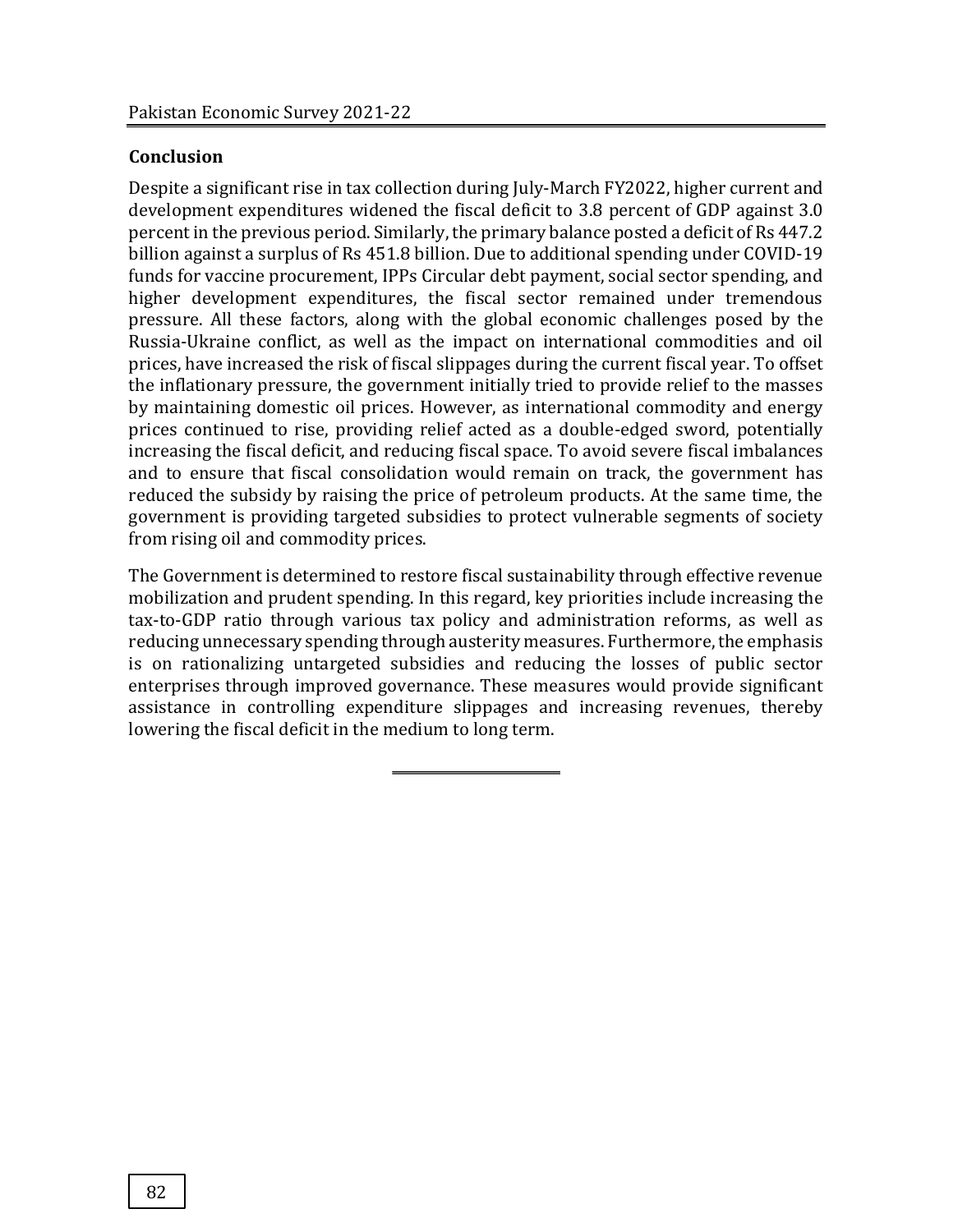## Conclusion

Despite a significant rise in tax collection during July-March FY2022, higher current and development expenditures widened the fiscal deficit to 3.8 percent of GDP against 3.0 percent in the previous period. Similarly, the primary balance posted a deficit of Rs 447.2 billion against a surplus of Rs 451.8 billion. Due to additional spending under COVID-19 funds for vaccine procurement, IPPs Circular debt payment, social sector spending, and higher development expenditures, the fiscal sector remained under tremendous pressure. All these factors, along with the global economic challenges posed by the Russia-Ukraine conflict, as well as the impact on international commodities and oil prices, have increased the risk of fiscal slippages during the current fiscal year. To offset the inflationary pressure, the government initially tried to provide relief to the masses by maintaining domestic oil prices. However, as international commodity and energy prices continued to rise, providing relief acted as a double-edged sword, potentially increasing the fiscal deficit, and reducing fiscal space. To avoid severe fiscal imbalances and to ensure that fiscal consolidation would remain on track, the government has reduced the subsidy by raising the price of petroleum products. At the same time, the government is providing targeted subsidies to protect vulnerable segments of society from rising oil and commodity prices.

The Government is determined to restore fiscal sustainability through effective revenue mobilization and prudent spending. In this regard, key priorities include increasing the tax-to-GDP ratio through various tax policy and administration reforms, as well as reducing unnecessary spending through austerity measures. Furthermore, the emphasis is on rationalizing untargeted subsidies and reducing the losses of public sector enterprises through improved governance. These measures would provide significant assistance in controlling expenditure slippages and increasing revenues, thereby lowering the fiscal deficit in the medium to long term.